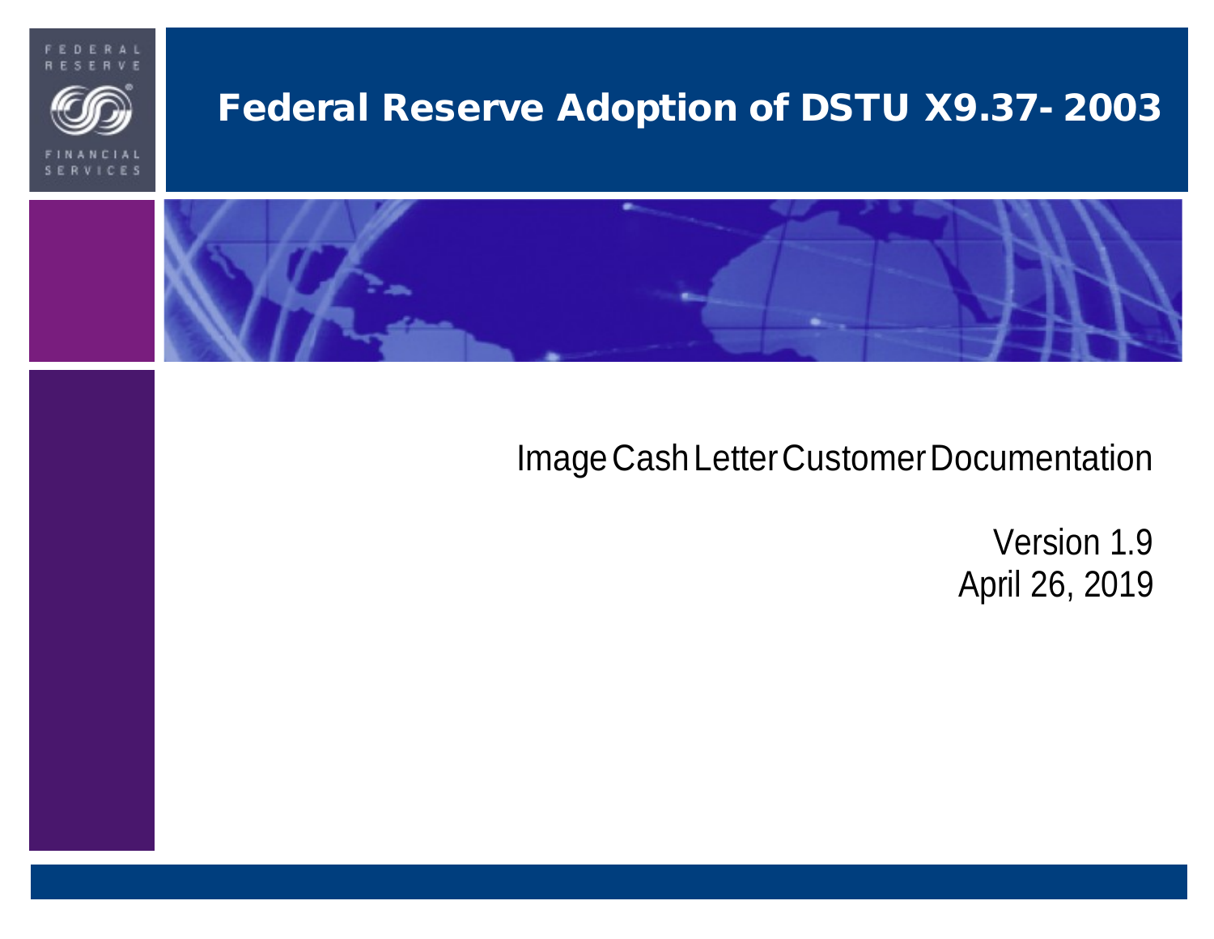# Federal Reserve Adoption of DSTU X9.37- 2003

Image Cash Letter Customer Documentation

Version 1.9

April 26, 2019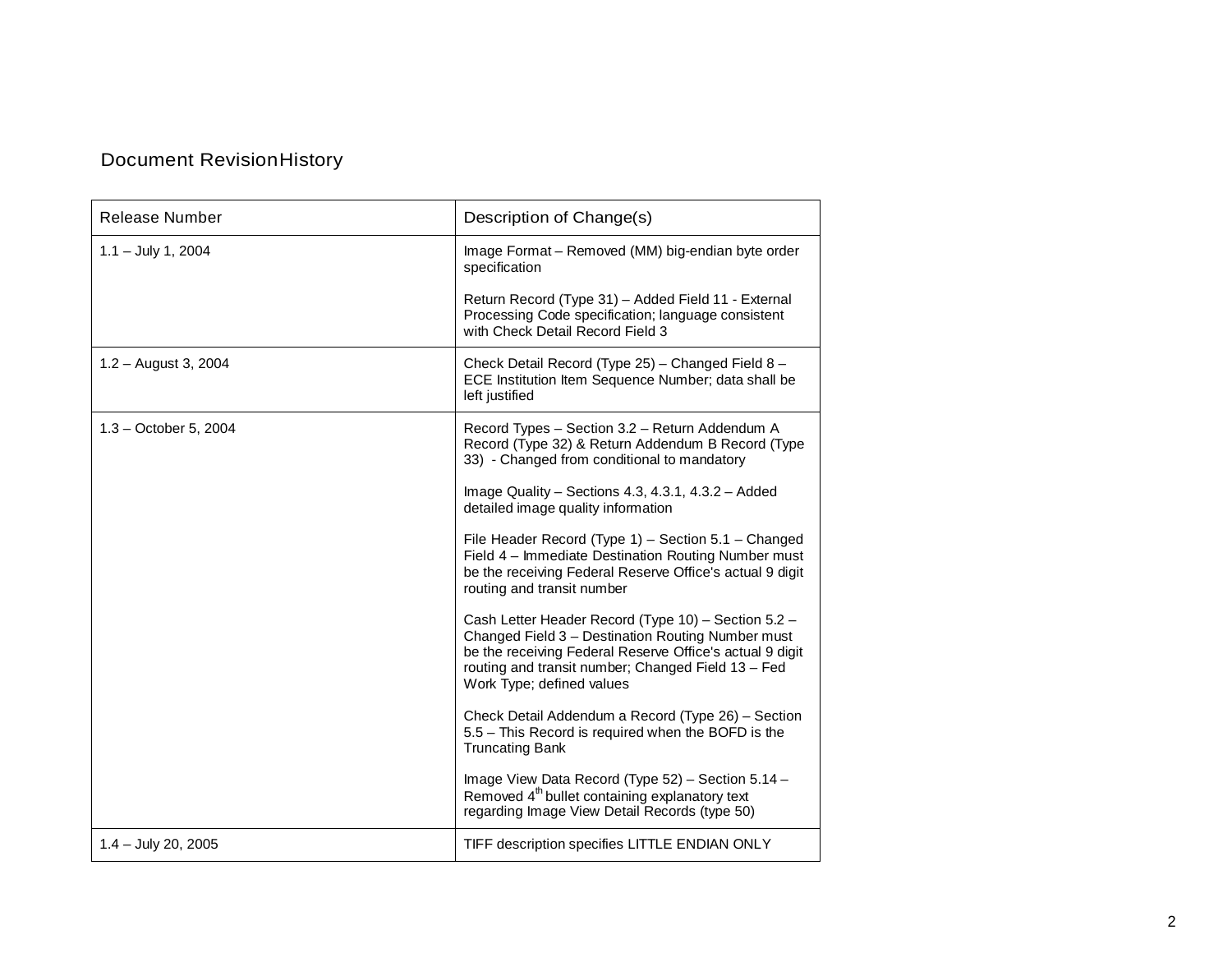## Document Revision History

| Release Number | Description of Change(s) |
|---|---|
| 1.1 – July 1, 2004 | Image Format – Removed (MM) big-endian byte order specification<br><br>Return Record (Type 31) – Added Field 11 - External Processing Code specification; language consistent with Check Detail Record Field 3 |
| 1.2 – August 3, 2004 | Check Detail Record (Type 25) – Changed Field 8 – ECE Institution Item Sequence Number; data shall be left justified |
| 1.3 – October 5, 2004 | Record Types – Section 3.2 – Return Addendum A Record (Type 32) & Return Addendum B Record (Type 33) - Changed from conditional to mandatory<br><br>Image Quality – Sections 4.3, 4.3.1, 4.3.2 – Added detailed image quality information<br><br>File Header Record (Type 1) – Section 5.1 – Changed Field 4 – Immediate Destination Routing Number must be the receiving Federal Reserve Office's actual 9 digit routing and transit number<br><br>Cash Letter Header Record (Type 10) – Section 5.2 – Changed Field 3 – Destination Routing Number must be the receiving Federal Reserve Office's actual 9 digit routing and transit number; Changed Field 13 – Fed Work Type; defined values<br><br>Check Detail Addendum a Record (Type 26) – Section 5.5 – This Record is required when the BOFD is the Truncating Bank<br><br>Image View Data Record (Type 52) – Section 5.14 – Removed 4th bullet containing explanatory text regarding Image View Detail Records (type 50) |
| 1.4 – July 20, 2005 | TIFF description specifies LITTLE ENDIAN ONLY |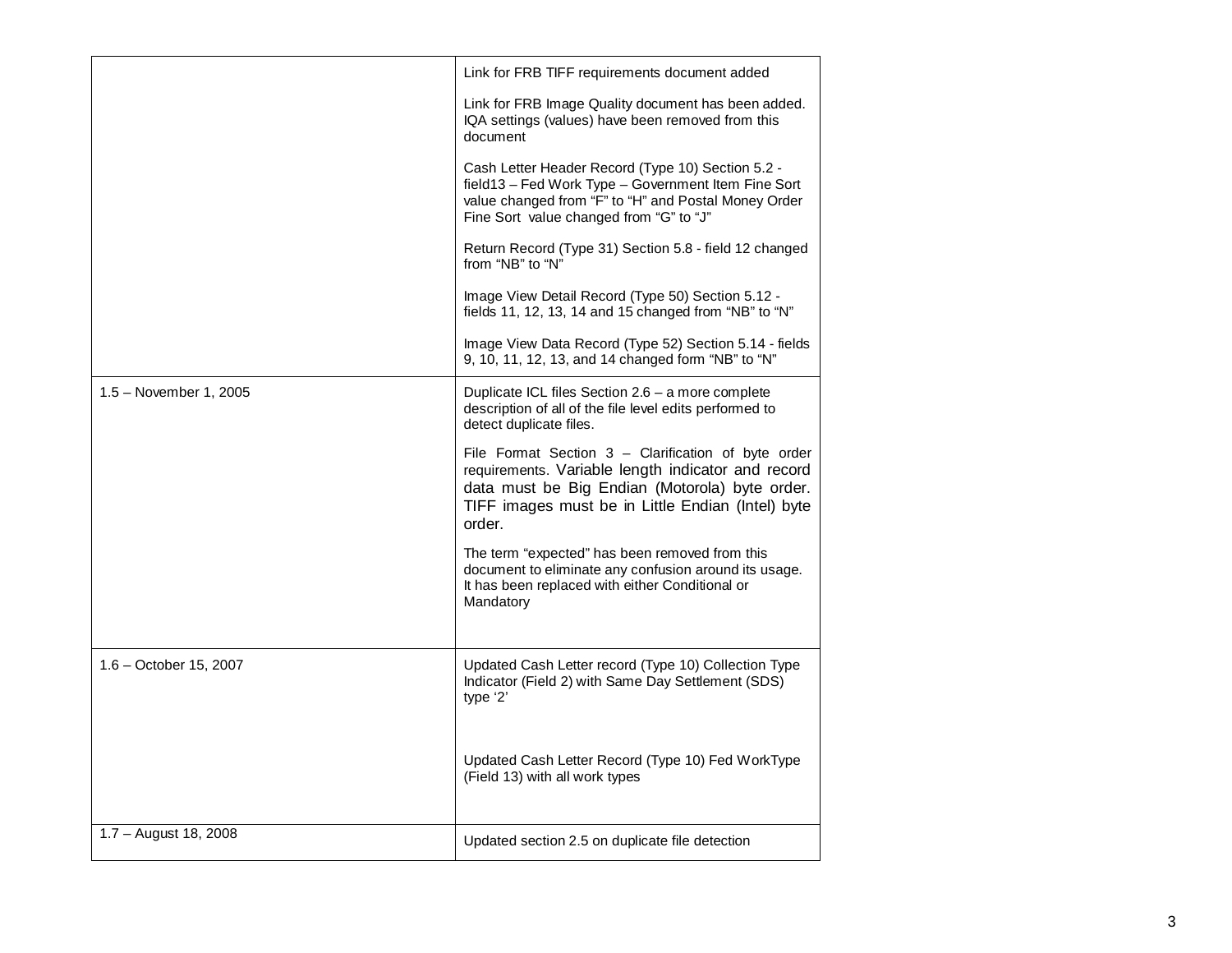| | |
|---|---|
| | Link for FRB TIFF requirements document added<br><br>Link for FRB Image Quality document has been added. IQA settings (values) have been removed from this document<br><br>Cash Letter Header Record (Type 10) Section 5.2 - field13 – Fed Work Type – Government Item Fine Sort value changed from “F” to “H” and Postal Money Order Fine Sort value changed from “G” to “J”<br><br>Return Record (Type 31) Section 5.8 - field 12 changed from “NB” to “N”<br><br>Image View Detail Record (Type 50) Section 5.12 - fields 11, 12, 13, 14 and 15 changed from “NB” to “N”<br><br>Image View Data Record (Type 52) Section 5.14 - fields 9, 10, 11, 12, 13, and 14 changed form “NB” to “N” |
| 1.5 – November 1, 2005 | Duplicate ICL files Section 2.6 – a more complete description of all of the file level edits performed to detect duplicate files.<br><br>File Format Section 3 – Clarification of byte order requirements. Variable length indicator and record data must be Big Endian (Motorola) byte order. TIFF images must be in Little Endian (Intel) byte order.<br><br>The term “expected” has been removed from this document to eliminate any confusion around its usage. It has been replaced with either Conditional or Mandatory |
| 1.6 – October 15, 2007 | Updated Cash Letter record (Type 10) Collection Type Indicator (Field 2) with Same Day Settlement (SDS) type ‘2’<br><br>Updated Cash Letter Record (Type 10) Fed WorkType (Field 13) with all work types |
| 1.7 – August 18, 2008 | Updated section 2.5 on duplicate file detection |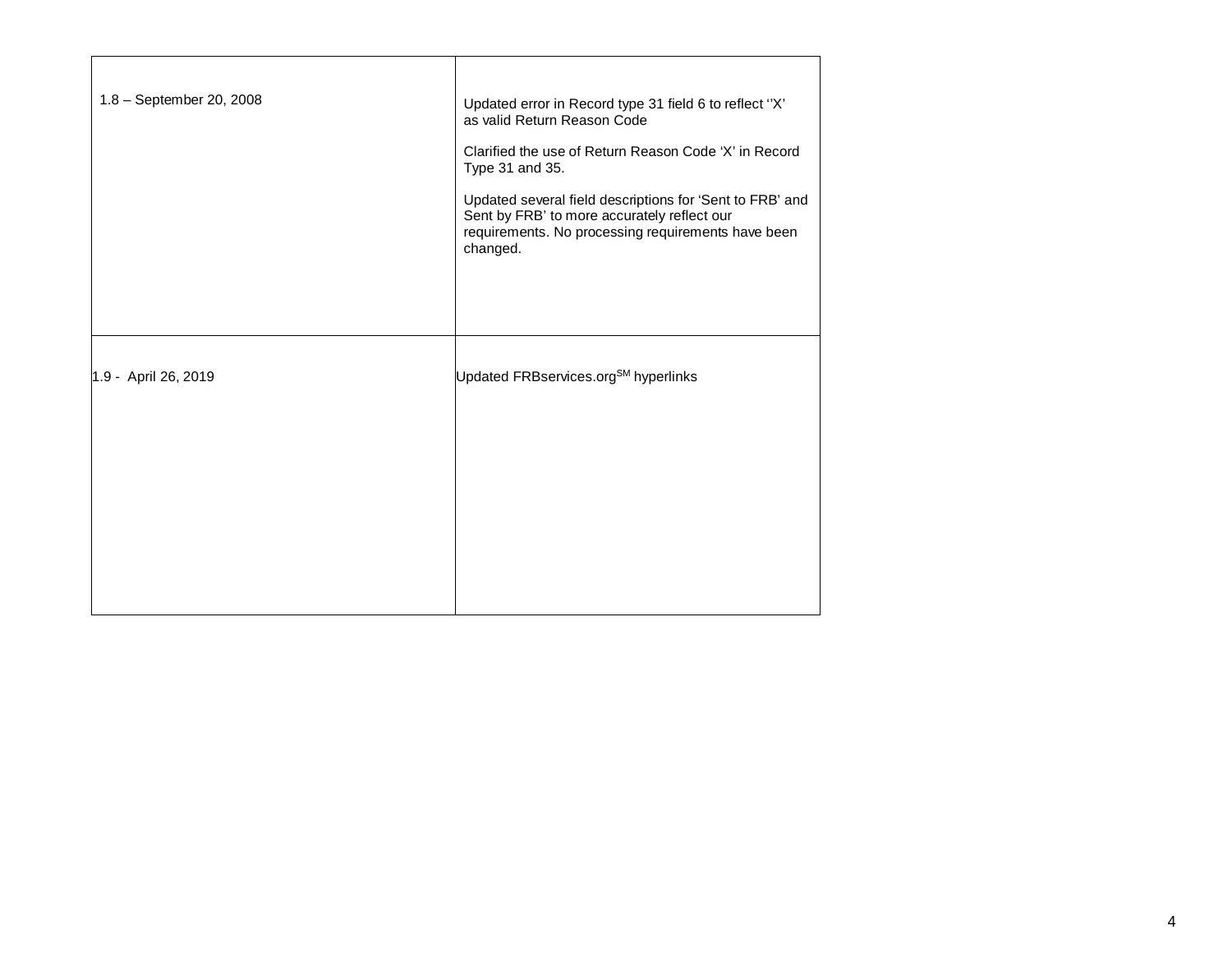| | |
|---|---|
| 1.8 – September 20, 2008 | Updated error in Record type 31 field 6 to reflect ''X' as valid Return Reason Code<br><br>Clarified the use of Return Reason Code 'X' in Record Type 31 and 35.<br><br>Updated several field descriptions for 'Sent to FRB' and Sent by FRB' to more accurately reflect our requirements. No processing requirements have been changed. |
| 1.9 - April 26, 2019 | Updated FRBservices.org[SM] hyperlinks |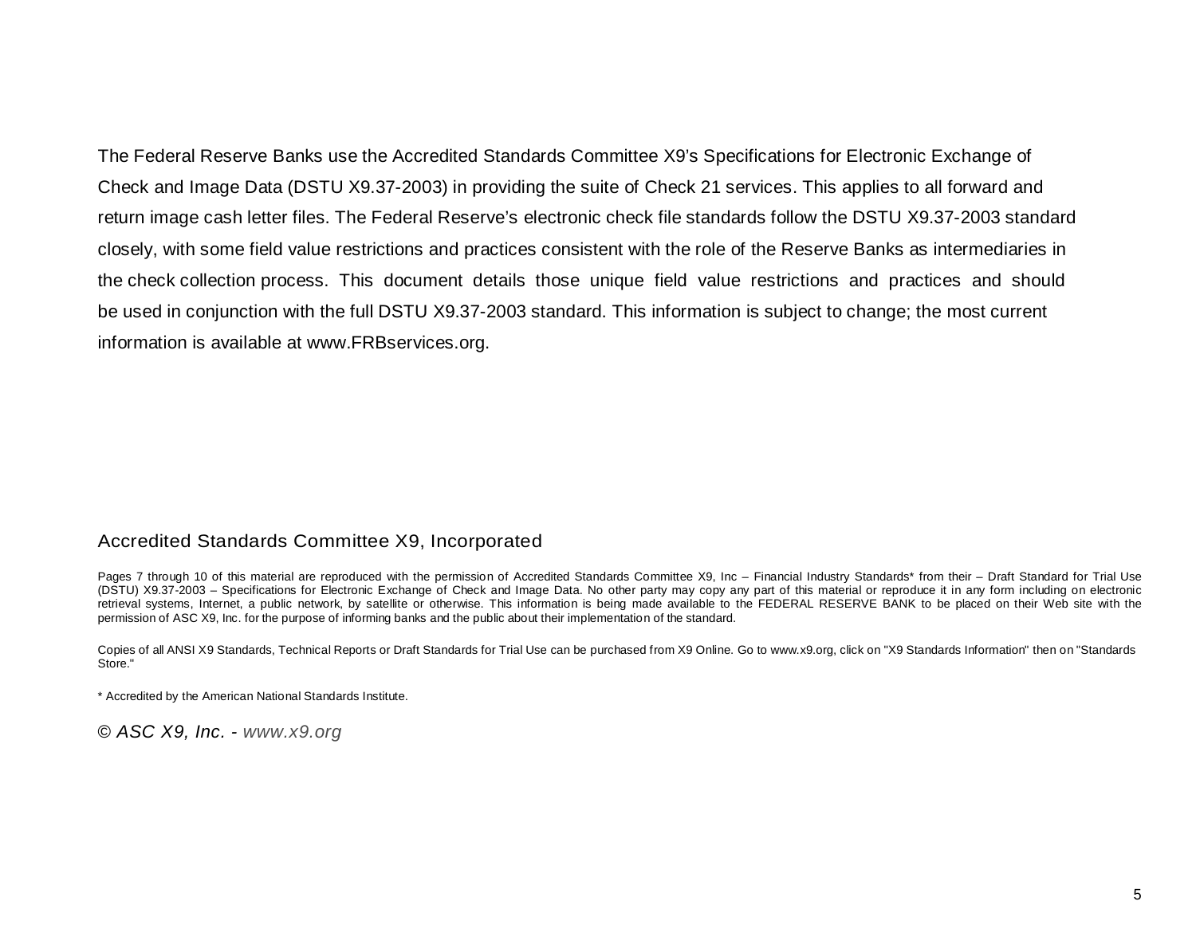The Federal Reserve Banks use the Accredited Standards Committee X9's Specifications for Electronic Exchange of Check and Image Data (DSTU X9.37-2003) in providing the suite of Check 21 services. This applies to all forward and return image cash letter files. The Federal Reserve's electronic check file standards follow the DSTU X9.37-2003 standard closely, with some field value restrictions and practices consistent with the role of the Reserve Banks as intermediaries in the check collection process. This document details those unique field value restrictions and practices and should be used in conjunction with the full DSTU X9.37-2003 standard. This information is subject to change; the most current information is available at www.FRBservices.org.

## Accredited Standards Committee X9, Incorporated

Pages 7 through 10 of this material are reproduced with the permission of Accredited Standards Committee X9, Inc – Financial Industry Standards* from their – Draft Standard for Trial Use (DSTU) X9.37-2003 – Specifications for Electronic Exchange of Check and Image Data. No other party may copy any part of this material or reproduce it in any form including on electronic retrieval systems, Internet, a public network, by satellite or otherwise. This information is being made available to the FEDERAL RESERVE BANK to be placed on their Web site with the permission of ASC X9, Inc. for the purpose of informing banks and the public about their implementation of the standard.

Copies of all ANSI X9 Standards, Technical Reports or Draft Standards for Trial Use can be purchased from X9 Online. Go to www.x9.org, click on "X9 Standards Information" then on "Standards Store."

* Accredited by the American National Standards Institute.

*© ASC X9, Inc. - www.x9.org*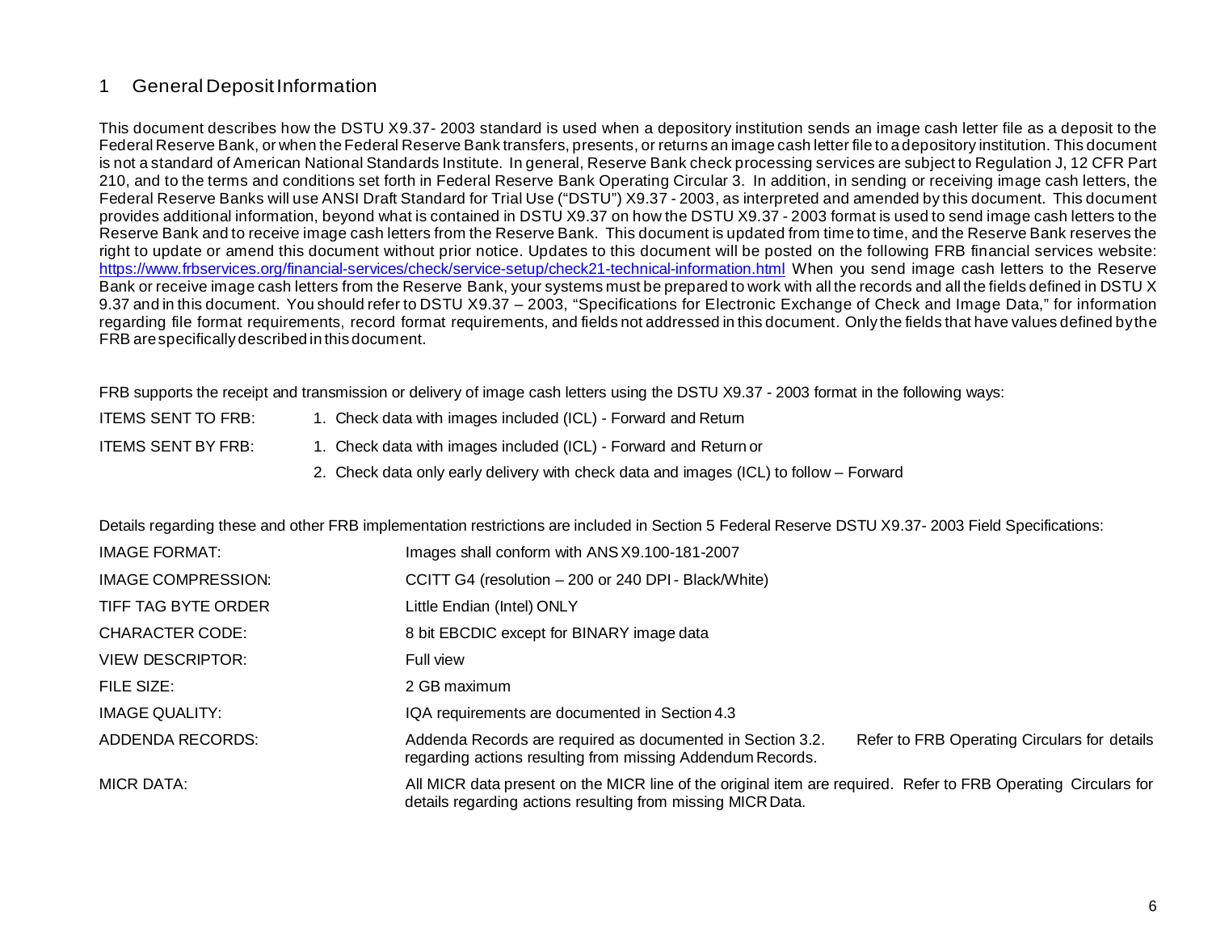# 1 General Deposit Information

This document describes how the DSTU X9.37- 2003 standard is used when a depository institution sends an image cash letter file as a deposit to the Federal Reserve Bank, or when the Federal Reserve Bank transfers, presents, or returns an image cash letter file to a depository institution. This document is not a standard of American National Standards Institute. In general, Reserve Bank check processing services are subject to Regulation J, 12 CFR Part 210, and to the terms and conditions set forth in Federal Reserve Bank Operating Circular 3. In addition, in sending or receiving image cash letters, the Federal Reserve Banks will use ANSI Draft Standard for Trial Use ("DSTU") X9.37 - 2003, as interpreted and amended by this document. This document provides additional information, beyond what is contained in DSTU X9.37 on how the DSTU X9.37 - 2003 format is used to send image cash letters to the Reserve Bank and to receive image cash letters from the Reserve Bank. This document is updated from time to time, and the Reserve Bank reserves the right to update or amend this document without prior notice. Updates to this document will be posted on the following FRB financial services website: https://www.frbservices.org/financial-services/check/service-setup/check21-technical-information.html When you send image cash letters to the Reserve Bank or receive image cash letters from the Reserve Bank, your systems must be prepared to work with all the records and all the fields defined in DSTU X 9.37 and in this document. You should refer to DSTU X9.37 – 2003, "Specifications for Electronic Exchange of Check and Image Data," for information regarding file format requirements, record format requirements, and fields not addressed in this document. Only the fields that have values defined by the FRB are specifically described in this document.

FRB supports the receipt and transmission or delivery of image cash letters using the DSTU X9.37 - 2003 format in the following ways:

ITEMS SENT TO FRB:
1. Check data with images included (ICL) - Forward and Return

ITEMS SENT BY FRB:
1. Check data with images included (ICL) - Forward and Return or
2. Check data only early delivery with check data and images (ICL) to follow – Forward

Details regarding these and other FRB implementation restrictions are included in Section 5 Federal Reserve DSTU X9.37- 2003 Field Specifications:

| | |
|---|---|
| IMAGE FORMAT: | Images shall conform with ANS X9.100-181-2007 |
| IMAGE COMPRESSION: | CCITT G4 (resolution – 200 or 240 DPI - Black/White) |
| TIFF TAG BYTE ORDER | Little Endian (Intel) ONLY |
| CHARACTER CODE: | 8 bit EBCDIC except for BINARY image data |
| VIEW DESCRIPTOR: | Full view |
| FILE SIZE: | 2 GB maximum |
| IMAGE QUALITY: | IQA requirements are documented in Section 4.3 |
| ADDENDA RECORDS: | Addenda Records are required as documented in Section 3.2. Refer to FRB Operating Circulars for details regarding actions resulting from missing Addendum Records. |
| MICR DATA: | All MICR data present on the MICR line of the original item are required. Refer to FRB Operating Circulars for details regarding actions resulting from missing MICR Data. |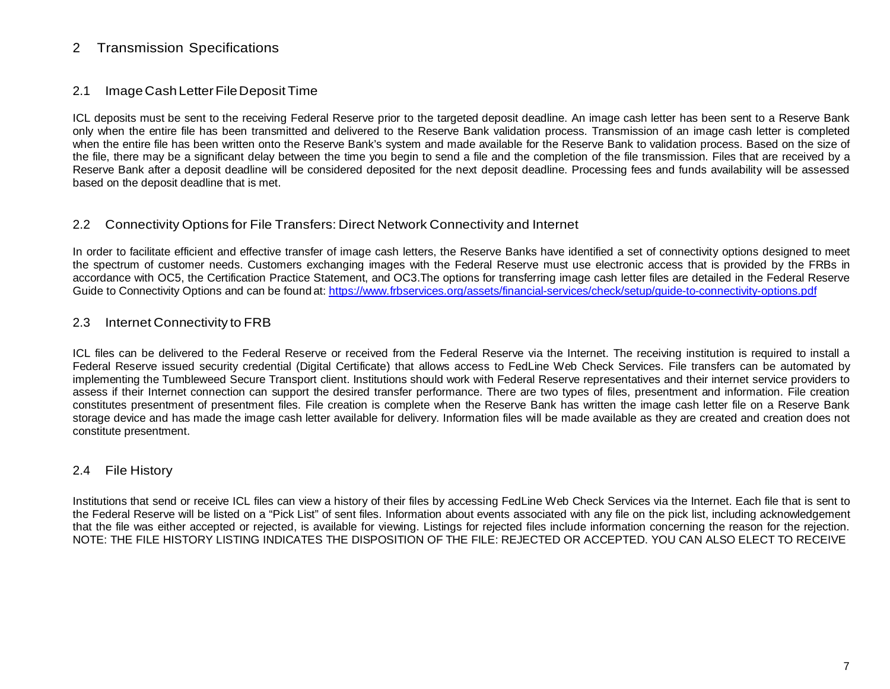# 2 Transmission Specifications

## 2.1 Image Cash Letter File Deposit Time

ICL deposits must be sent to the receiving Federal Reserve prior to the targeted deposit deadline. An image cash letter has been sent to a Reserve Bank only when the entire file has been transmitted and delivered to the Reserve Bank validation process. Transmission of an image cash letter is completed when the entire file has been written onto the Reserve Bank's system and made available for the Reserve Bank to validation process. Based on the size of the file, there may be a significant delay between the time you begin to send a file and the completion of the file transmission. Files that are received by a Reserve Bank after a deposit deadline will be considered deposited for the next deposit deadline. Processing fees and funds availability will be assessed based on the deposit deadline that is met.

## 2.2 Connectivity Options for File Transfers: Direct Network Connectivity and Internet

In order to facilitate efficient and effective transfer of image cash letters, the Reserve Banks have identified a set of connectivity options designed to meet the spectrum of customer needs. Customers exchanging images with the Federal Reserve must use electronic access that is provided by the FRBs in accordance with OC5, the Certification Practice Statement, and OC3.The options for transferring image cash letter files are detailed in the Federal Reserve Guide to Connectivity Options and can be found at: [https://www.frbservices.org/assets/financial-services/check/setup/guide-to-connectivity-options.pdf](https://www.frbservices.org/assets/financial-services/check/setup/guide-to-connectivity-options.pdf)

## 2.3 Internet Connectivity to FRB

ICL files can be delivered to the Federal Reserve or received from the Federal Reserve via the Internet. The receiving institution is required to install a Federal Reserve issued security credential (Digital Certificate) that allows access to FedLine Web Check Services. File transfers can be automated by implementing the Tumbleweed Secure Transport client. Institutions should work with Federal Reserve representatives and their internet service providers to assess if their Internet connection can support the desired transfer performance. There are two types of files, presentment and information. File creation constitutes presentment of presentment files. File creation is complete when the Reserve Bank has written the image cash letter file on a Reserve Bank storage device and has made the image cash letter available for delivery. Information files will be made available as they are created and creation does not constitute presentment.

## 2.4 File History

Institutions that send or receive ICL files can view a history of their files by accessing FedLine Web Check Services via the Internet. Each file that is sent to the Federal Reserve will be listed on a "Pick List" of sent files. Information about events associated with any file on the pick list, including acknowledgement that the file was either accepted or rejected, is available for viewing. Listings for rejected files include information concerning the reason for the rejection. NOTE: THE FILE HISTORY LISTING INDICATES THE DISPOSITION OF THE FILE: REJECTED OR ACCEPTED. YOU CAN ALSO ELECT TO RECEIVE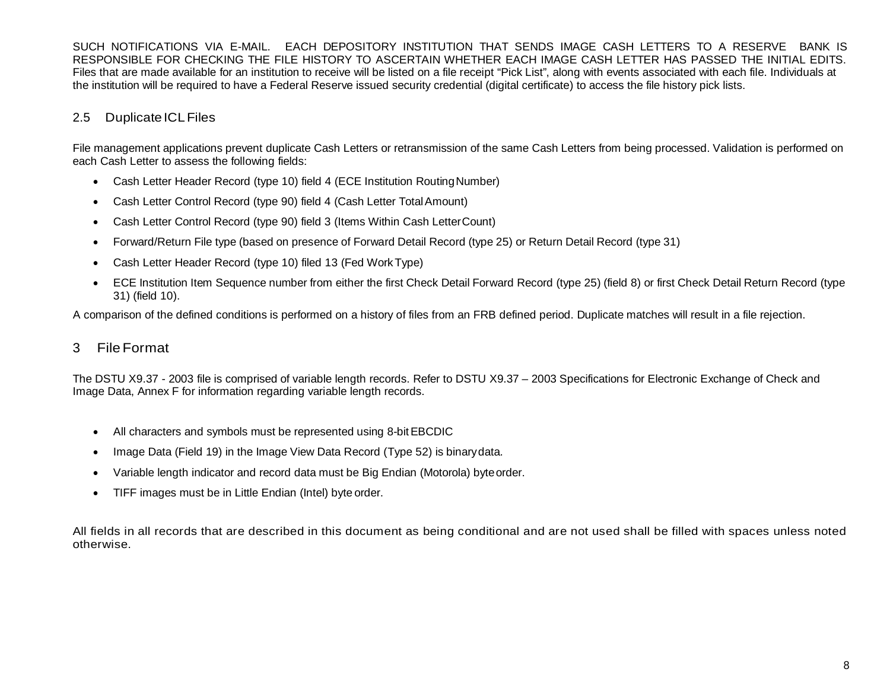SUCH NOTIFICATIONS VIA E-MAIL. EACH DEPOSITORY INSTITUTION THAT SENDS IMAGE CASH LETTERS TO A RESERVE BANK IS RESPONSIBLE FOR CHECKING THE FILE HISTORY TO ASCERTAIN WHETHER EACH IMAGE CASH LETTER HAS PASSED THE INITIAL EDITS. Files that are made available for an institution to receive will be listed on a file receipt "Pick List", along with events associated with each file. Individuals at the institution will be required to have a Federal Reserve issued security credential (digital certificate) to access the file history pick lists.

## 2.5 Duplicate ICL Files

File management applications prevent duplicate Cash Letters or retransmission of the same Cash Letters from being processed. Validation is performed on each Cash Letter to assess the following fields:

- Cash Letter Header Record (type 10) field 4 (ECE Institution Routing Number)
- Cash Letter Control Record (type 90) field 4 (Cash Letter Total Amount)
- Cash Letter Control Record (type 90) field 3 (Items Within Cash Letter Count)
- Forward/Return File type (based on presence of Forward Detail Record (type 25) or Return Detail Record (type 31)
- Cash Letter Header Record (type 10) filed 13 (Fed Work Type)
- ECE Institution Item Sequence number from either the first Check Detail Forward Record (type 25) (field 8) or first Check Detail Return Record (type 31) (field 10).

A comparison of the defined conditions is performed on a history of files from an FRB defined period. Duplicate matches will result in a file rejection.

# 3 File Format

The DSTU X9.37 - 2003 file is comprised of variable length records. Refer to DSTU X9.37 – 2003 Specifications for Electronic Exchange of Check and Image Data, Annex F for information regarding variable length records.

- All characters and symbols must be represented using 8-bit EBCDIC
- Image Data (Field 19) in the Image View Data Record (Type 52) is binary data.
- Variable length indicator and record data must be Big Endian (Motorola) byte order.
- TIFF images must be in Little Endian (Intel) byte order.

All fields in all records that are described in this document as being conditional and are not used shall be filled with spaces unless noted otherwise.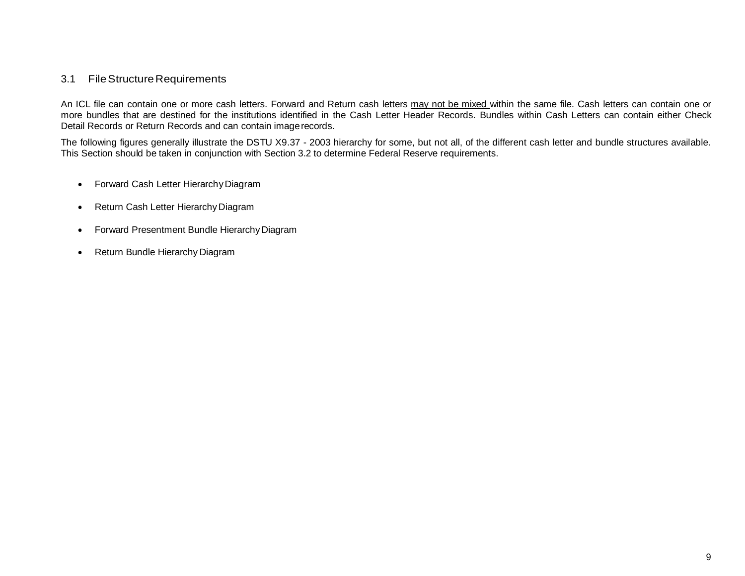## 3.1 File Structure Requirements

An ICL file can contain one or more cash letters. Forward and Return cash letters <u>may not be mixed</u> within the same file. Cash letters can contain one or more bundles that are destined for the institutions identified in the Cash Letter Header Records. Bundles within Cash Letters can contain either Check Detail Records or Return Records and can contain image records.

The following figures generally illustrate the DSTU X9.37 - 2003 hierarchy for some, but not all, of the different cash letter and bundle structures available. This Section should be taken in conjunction with Section 3.2 to determine Federal Reserve requirements.

- Forward Cash Letter Hierarchy Diagram
- Return Cash Letter Hierarchy Diagram
- Forward Presentment Bundle Hierarchy Diagram
- Return Bundle Hierarchy Diagram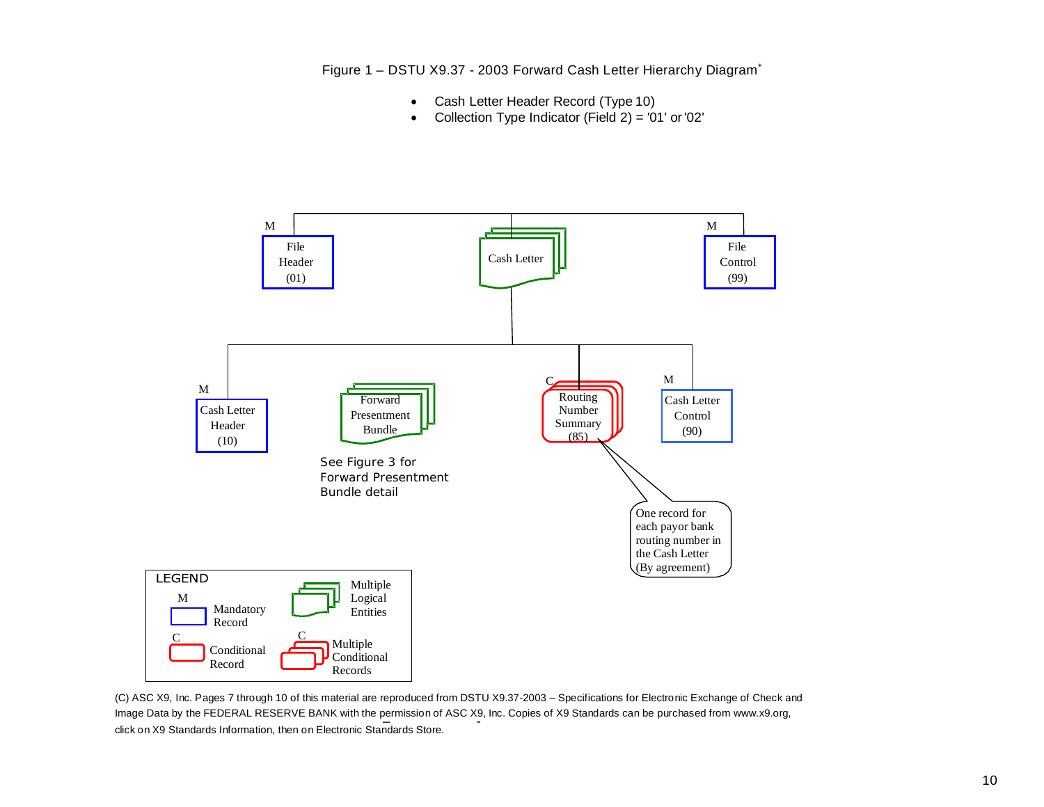Figure 1 – DSTU X9.37 - 2003 Forward Cash Letter Hierarchy Diagram*

- Cash Letter Header Record (Type 10)
- Collection Type Indicator (Field 2) = '01' or '02'

M File Header (01)

Cash Letter

M File Control (99)

M Cash Letter Header (10)

Forward Presentment Bundle

See Figure 3 for Forward Presentment Bundle detail

C Routing Number Summary (85)

One record for each payor bank routing number in the Cash Letter (By agreement)

M Cash Letter Control (90)

LEGEND

M Mandatory Record

C Conditional Record

Multiple Logical Entities

C Multiple Conditional Records

(C) ASC X9, Inc. Pages 7 through 10 of this material are reproduced from DSTU X9.37-2003 – Specifications for Electronic Exchange of Check and Image Data by the FEDERAL RESERVE BANK with the permission of ASC X9, Inc. Copies of X9 Standards can be purchased from www.x9.org, click on X9 Standards Information, then on Electronic Standards Store.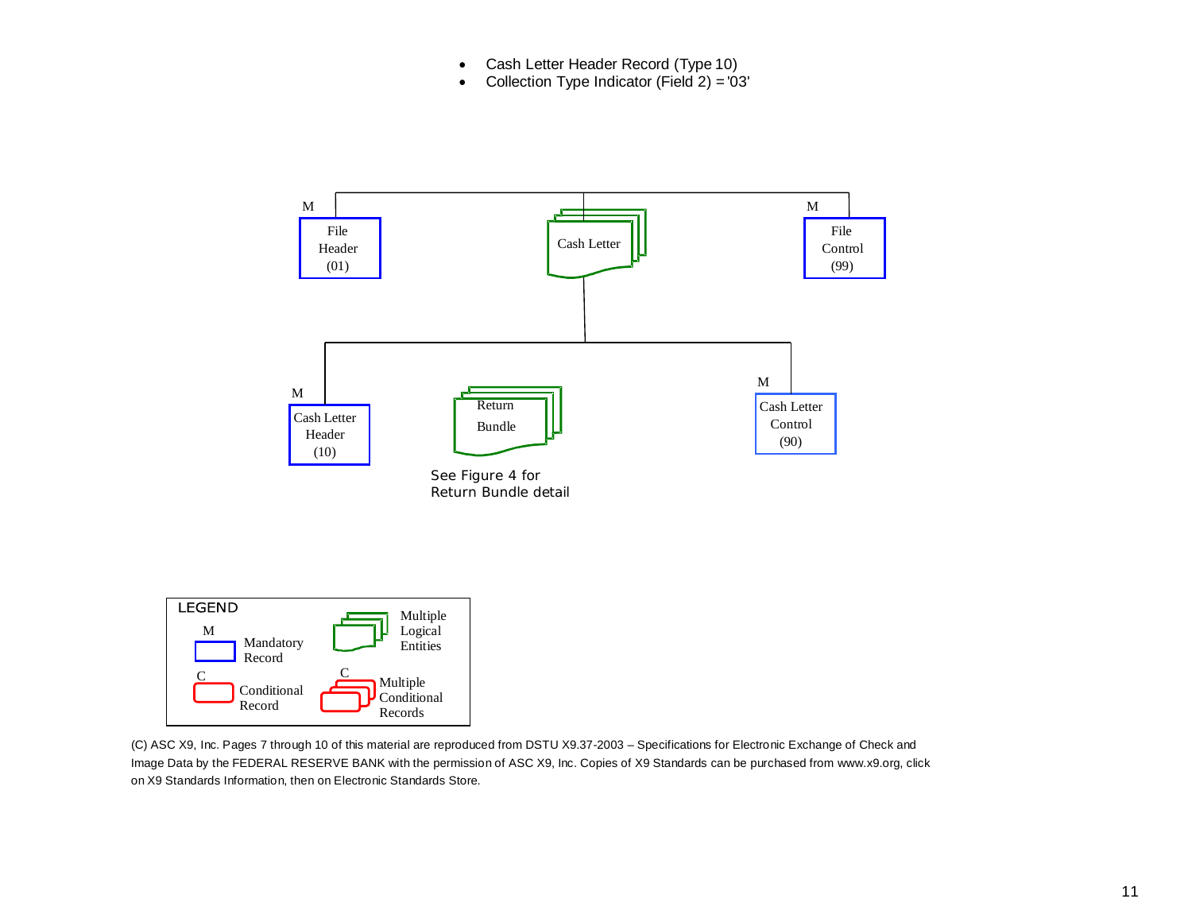- Cash Letter Header Record (Type 10)
- Collection Type Indicator (Field 2) = '03'

M File Header (01)

Cash Letter

M File Control (99)

M Cash Letter Header (10)

Return Bundle

See Figure 4 for Return Bundle detail

M Cash Letter Control (90)

LEGEND

M Mandatory Record

C Conditional Record

Multiple Logical Entities

C Multiple Conditional Records

(C) ASC X9, Inc. Pages 7 through 10 of this material are reproduced from DSTU X9.37-2003 – Specifications for Electronic Exchange of Check and Image Data by the FEDERAL RESERVE BANK with the permission of ASC X9, Inc. Copies of X9 Standards can be purchased from www.x9.org, click on X9 Standards Information, then on Electronic Standards Store.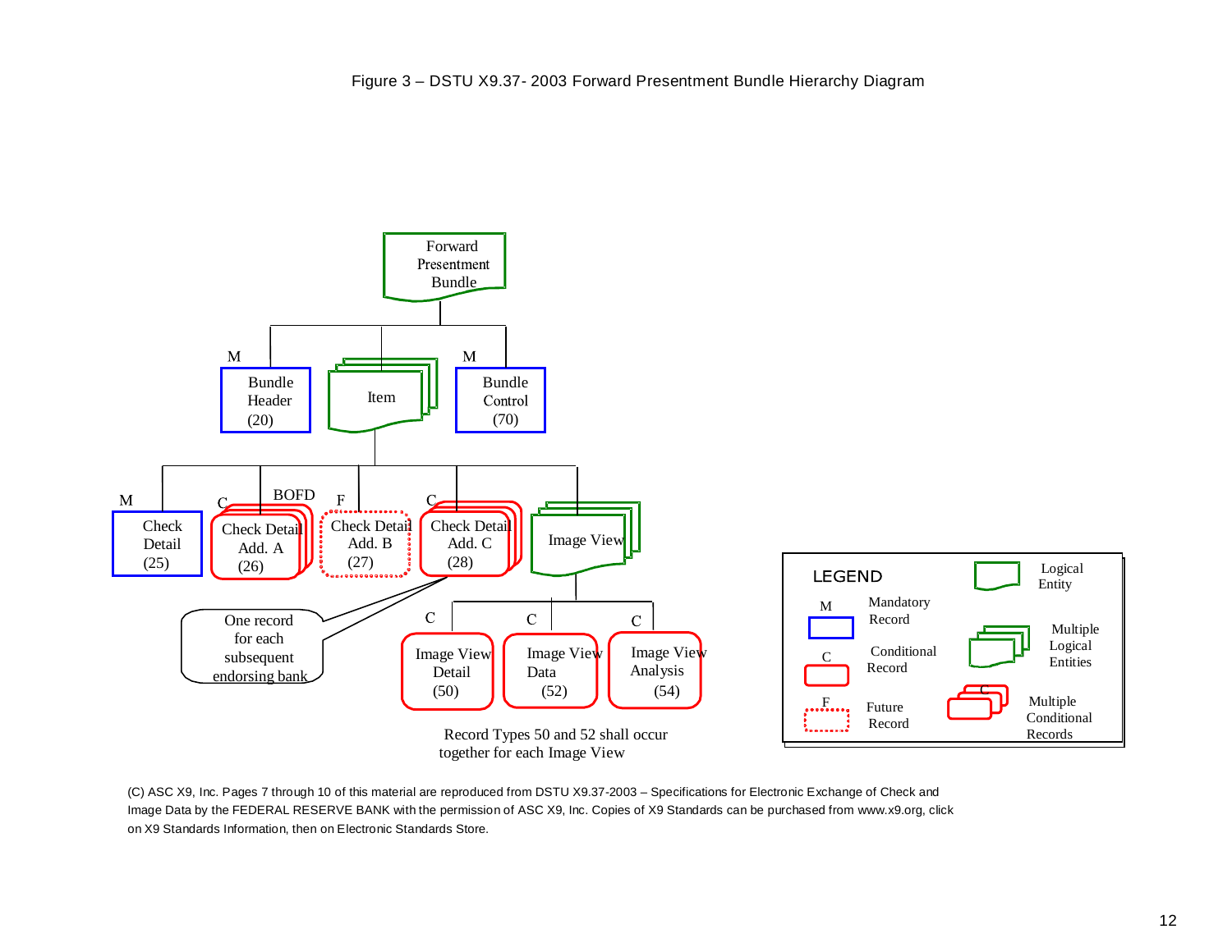Figure 3 – DSTU X9.37- 2003 Forward Presentment Bundle Hierarchy Diagram

- Forward Presentment Bundle
  - M — Bundle Header (20)
  - Item (multiple logical entities)
    - M — Check Detail (25)
    - C — Check Detail Add. A (26) — BOFD
    - F — Check Detail Add. B (27)
    - C — Check Detail Add. C (28) — One record for each subsequent endorsing bank
    - Image View (multiple logical entities)
      - C — Image View Detail (50)
      - C — Image View Data (52)
      - C — Image View Analysis (54)
  - M — Bundle Control (70)

Record Types 50 and 52 shall occur together for each Image View

**LEGEND**

- Logical Entity
- M — Mandatory Record
- Multiple Logical Entities
- C — Conditional Record
- F — Future Record
- C — Multiple Conditional Records

(C) ASC X9, Inc. Pages 7 through 10 of this material are reproduced from DSTU X9.37-2003 – Specifications for Electronic Exchange of Check and Image Data by the FEDERAL RESERVE BANK with the permission of ASC X9, Inc. Copies of X9 Standards can be purchased from www.x9.org, click on X9 Standards Information, then on Electronic Standards Store.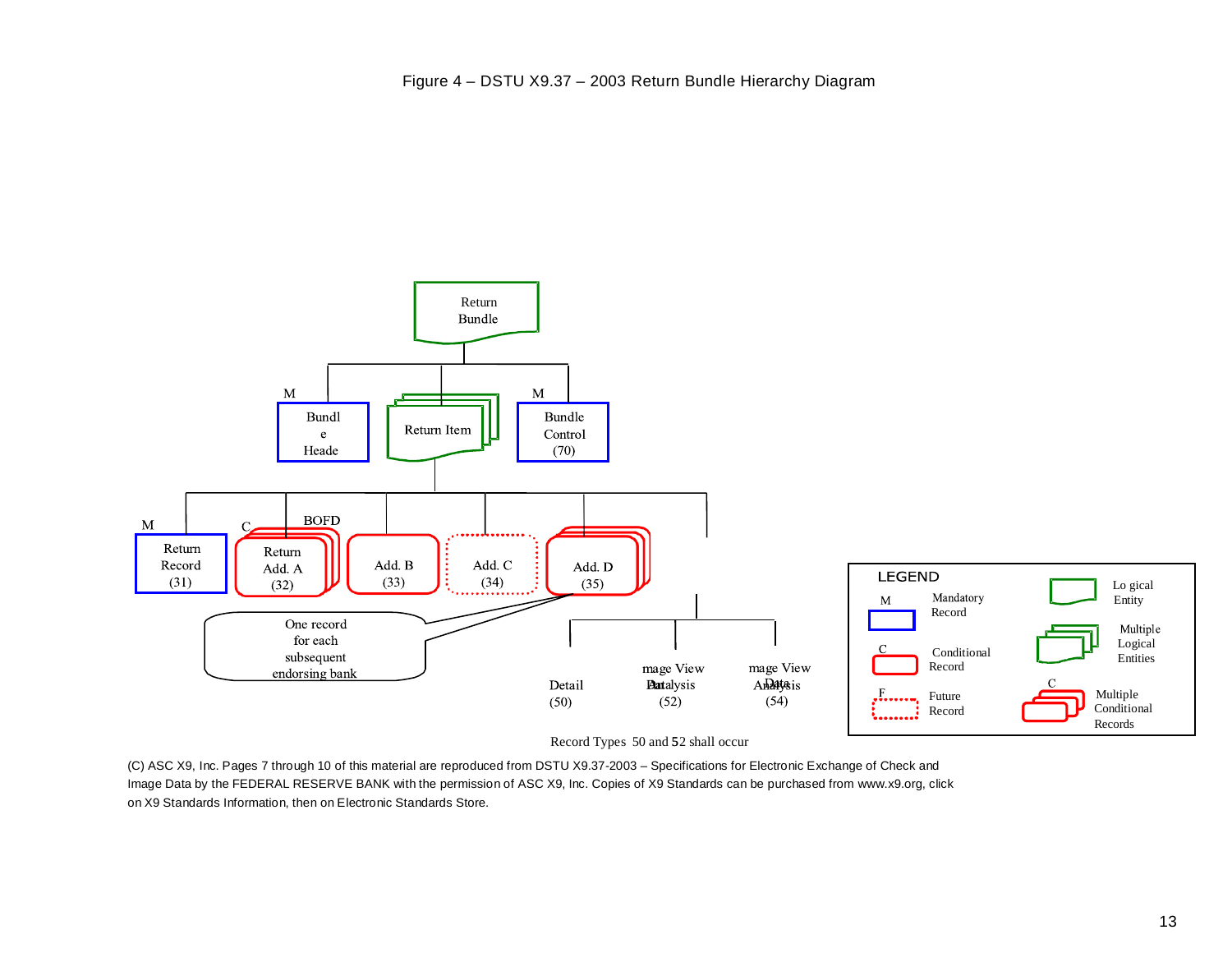Figure 4 – DSTU X9.37 – 2003 Return Bundle Hierarchy Diagram

Return Bundle

M Bundle Header | Return Item | M Bundle Control (70)

M Return Record (31) | C Return Add. A (32) | BOFD Add. B (33) | Add. C (34) | Add. D (35)

One record for each subsequent endorsing bank

Detail (50) | Image View Data (52) | Image View Analysis (54)

Record Types 50 and 52 shall occur

LEGEND

- M Mandatory Record
- C Conditional Record
- F Future Record
- Logical Entity
- Multiple Logical Entities
- C Multiple Conditional Records

(C) ASC X9, Inc. Pages 7 through 10 of this material are reproduced from DSTU X9.37-2003 – Specifications for Electronic Exchange of Check and Image Data by the FEDERAL RESERVE BANK with the permission of ASC X9, Inc. Copies of X9 Standards can be purchased from www.x9.org, click on X9 Standards Information, then on Electronic Standards Store.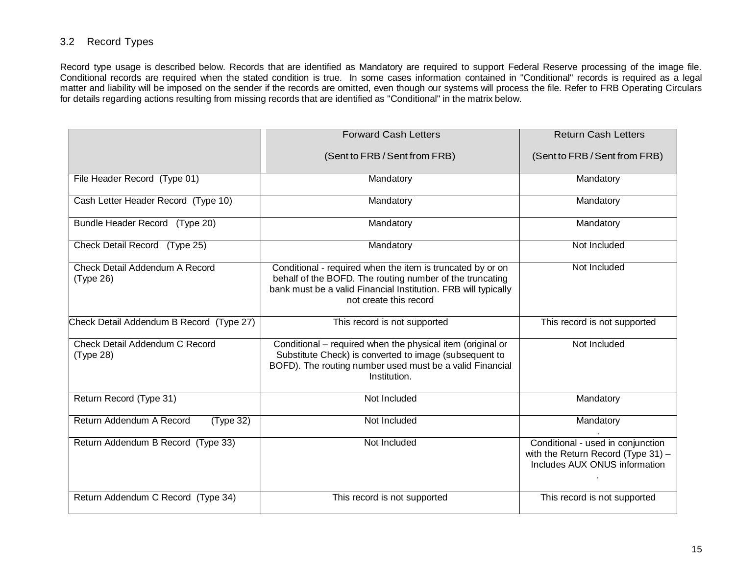## 3.2 Record Types

Record type usage is described below. Records that are identified as Mandatory are required to support Federal Reserve processing of the image file. Conditional records are required when the stated condition is true. In some cases information contained in "Conditional" records is required as a legal matter and liability will be imposed on the sender if the records are omitted, even though our systems will process the file. Refer to FRB Operating Circulars for details regarding actions resulting from missing records that are identified as "Conditional" in the matrix below.

| | Forward Cash Letters (Sent to FRB / Sent from FRB) | Return Cash Letters (Sent to FRB / Sent from FRB) |
|---|---|---|
| File Header Record (Type 01) | Mandatory | Mandatory |
| Cash Letter Header Record (Type 10) | Mandatory | Mandatory |
| Bundle Header Record (Type 20) | Mandatory | Mandatory |
| Check Detail Record (Type 25) | Mandatory | Not Included |
| Check Detail Addendum A Record (Type 26) | Conditional - required when the item is truncated by or on behalf of the BOFD. The routing number of the truncating bank must be a valid Financial Institution. FRB will typically not create this record | Not Included |
| Check Detail Addendum B Record (Type 27) | This record is not supported | This record is not supported |
| Check Detail Addendum C Record (Type 28) | Conditional – required when the physical item (original or Substitute Check) is converted to image (subsequent to BOFD). The routing number used must be a valid Financial Institution. | Not Included |
| Return Record (Type 31) | Not Included | Mandatory |
| Return Addendum A Record (Type 32) | Not Included | Mandatory |
| Return Addendum B Record (Type 33) | Not Included | Conditional - used in conjunction with the Return Record (Type 31) – Includes AUX ONUS information |
| Return Addendum C Record (Type 34) | This record is not supported | This record is not supported |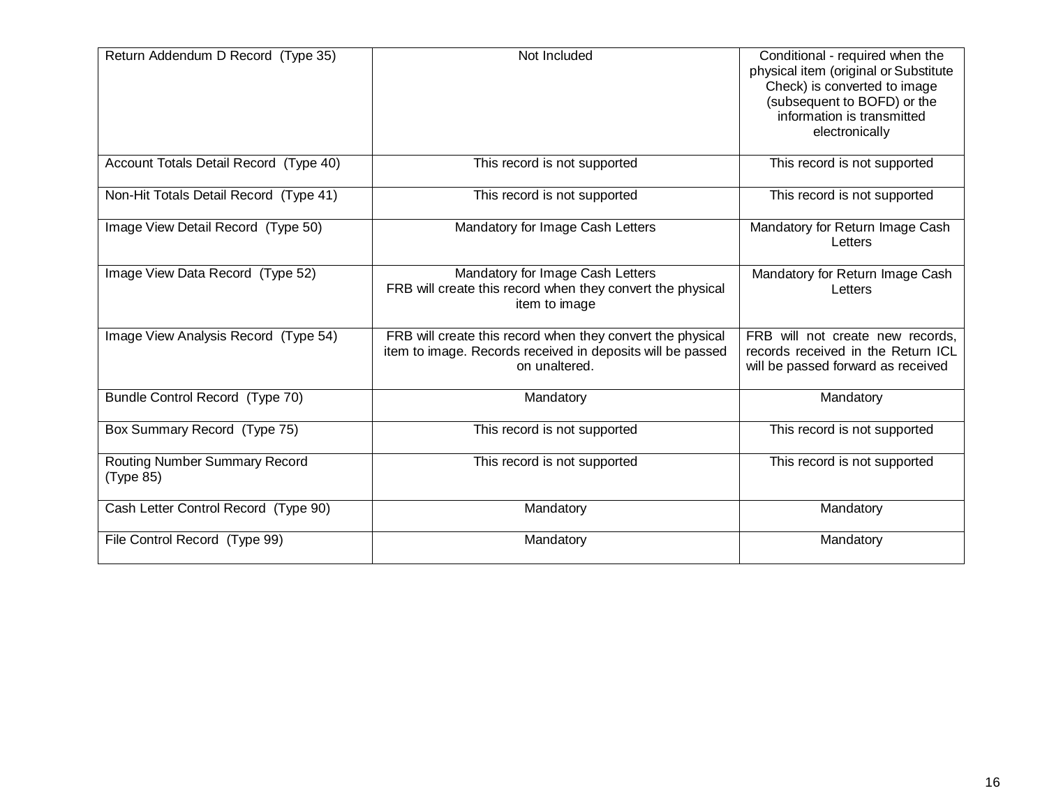| | | |
|---|---|---|
| Return Addendum D Record (Type 35) | Not Included | Conditional - required when the physical item (original or Substitute Check) is converted to image (subsequent to BOFD) or the information is transmitted electronically |
| Account Totals Detail Record (Type 40) | This record is not supported | This record is not supported |
| Non-Hit Totals Detail Record (Type 41) | This record is not supported | This record is not supported |
| Image View Detail Record (Type 50) | Mandatory for Image Cash Letters | Mandatory for Return Image Cash Letters |
| Image View Data Record (Type 52) | Mandatory for Image Cash Letters<br>FRB will create this record when they convert the physical item to image | Mandatory for Return Image Cash Letters |
| Image View Analysis Record (Type 54) | FRB will create this record when they convert the physical item to image. Records received in deposits will be passed on unaltered. | FRB will not create new records, records received in the Return ICL will be passed forward as received |
| Bundle Control Record (Type 70) | Mandatory | Mandatory |
| Box Summary Record (Type 75) | This record is not supported | This record is not supported |
| Routing Number Summary Record (Type 85) | This record is not supported | This record is not supported |
| Cash Letter Control Record (Type 90) | Mandatory | Mandatory |
| File Control Record (Type 99) | Mandatory | Mandatory |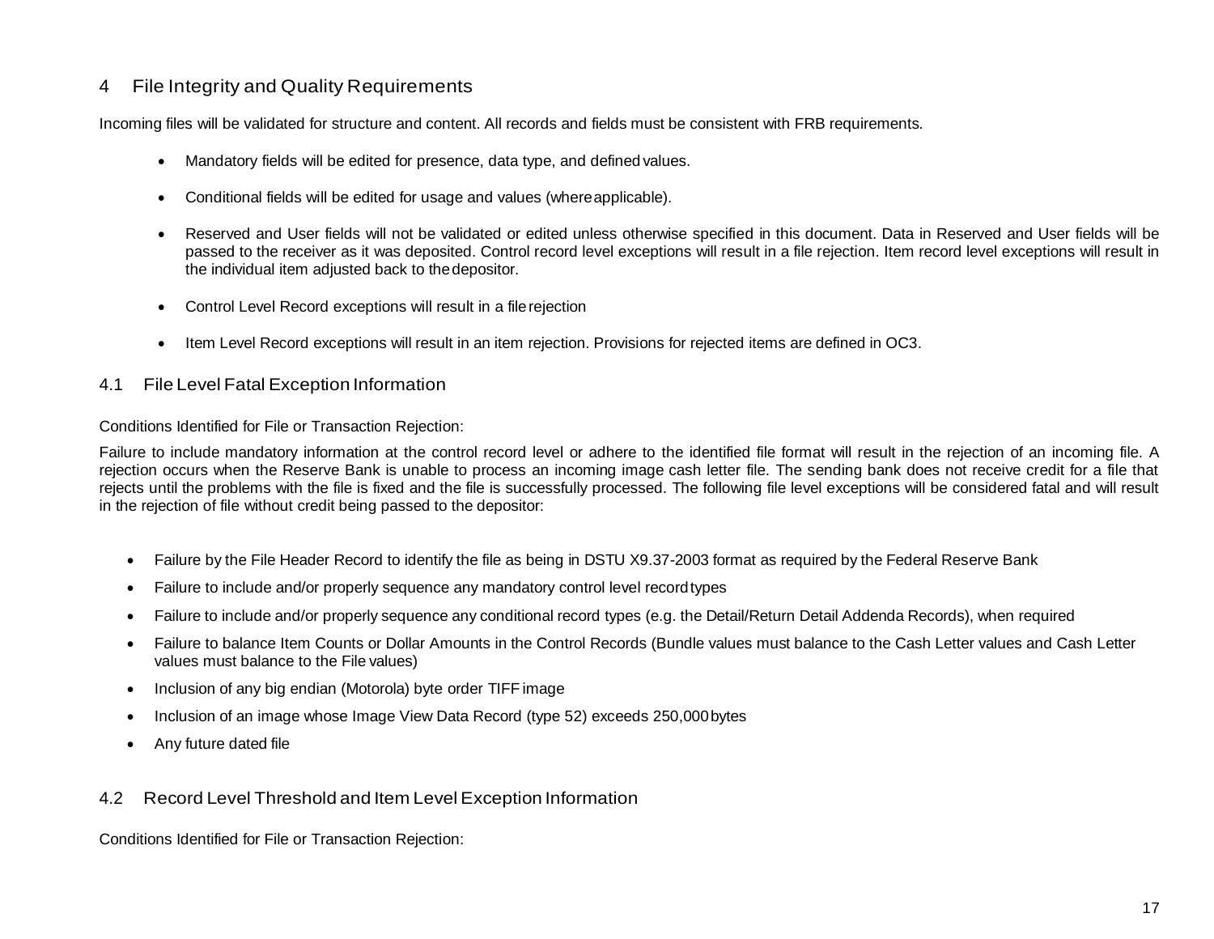# 4 File Integrity and Quality Requirements

Incoming files will be validated for structure and content. All records and fields must be consistent with FRB requirements.

- Mandatory fields will be edited for presence, data type, and defined values.
- Conditional fields will be edited for usage and values (where applicable).
- Reserved and User fields will not be validated or edited unless otherwise specified in this document. Data in Reserved and User fields will be passed to the receiver as it was deposited. Control record level exceptions will result in a file rejection. Item record level exceptions will result in the individual item adjusted back to the depositor.
- Control Level Record exceptions will result in a file rejection
- Item Level Record exceptions will result in an item rejection. Provisions for rejected items are defined in OC3.

## 4.1 File Level Fatal Exception Information

Conditions Identified for File or Transaction Rejection:

Failure to include mandatory information at the control record level or adhere to the identified file format will result in the rejection of an incoming file. A rejection occurs when the Reserve Bank is unable to process an incoming image cash letter file. The sending bank does not receive credit for a file that rejects until the problems with the file is fixed and the file is successfully processed. The following file level exceptions will be considered fatal and will result in the rejection of file without credit being passed to the depositor:

- Failure by the File Header Record to identify the file as being in DSTU X9.37-2003 format as required by the Federal Reserve Bank
- Failure to include and/or properly sequence any mandatory control level record types
- Failure to include and/or properly sequence any conditional record types (e.g. the Detail/Return Detail Addenda Records), when required
- Failure to balance Item Counts or Dollar Amounts in the Control Records (Bundle values must balance to the Cash Letter values and Cash Letter values must balance to the File values)
- Inclusion of any big endian (Motorola) byte order TIFF image
- Inclusion of an image whose Image View Data Record (type 52) exceeds 250,000 bytes
- Any future dated file

## 4.2 Record Level Threshold and Item Level Exception Information

Conditions Identified for File or Transaction Rejection: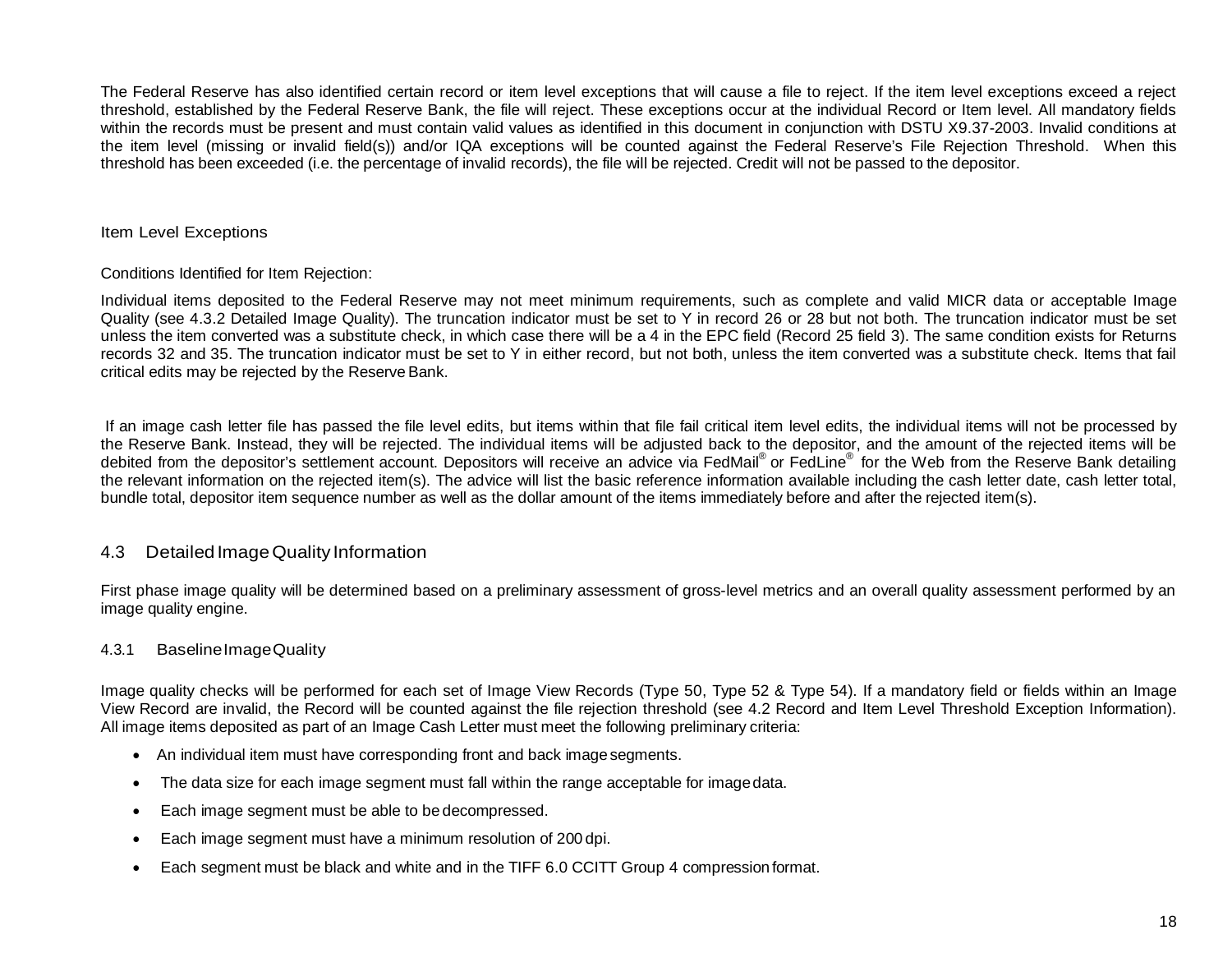The Federal Reserve has also identified certain record or item level exceptions that will cause a file to reject. If the item level exceptions exceed a reject threshold, established by the Federal Reserve Bank, the file will reject. These exceptions occur at the individual Record or Item level. All mandatory fields within the records must be present and must contain valid values as identified in this document in conjunction with DSTU X9.37-2003. Invalid conditions at the item level (missing or invalid field(s)) and/or IQA exceptions will be counted against the Federal Reserve's File Rejection Threshold. When this threshold has been exceeded (i.e. the percentage of invalid records), the file will be rejected. Credit will not be passed to the depositor.

Item Level Exceptions

Conditions Identified for Item Rejection:

Individual items deposited to the Federal Reserve may not meet minimum requirements, such as complete and valid MICR data or acceptable Image Quality (see 4.3.2 Detailed Image Quality). The truncation indicator must be set to Y in record 26 or 28 but not both. The truncation indicator must be set unless the item converted was a substitute check, in which case there will be a 4 in the EPC field (Record 25 field 3). The same condition exists for Returns records 32 and 35. The truncation indicator must be set to Y in either record, but not both, unless the item converted was a substitute check. Items that fail critical edits may be rejected by the Reserve Bank.

If an image cash letter file has passed the file level edits, but items within that file fail critical item level edits, the individual items will not be processed by the Reserve Bank. Instead, they will be rejected. The individual items will be adjusted back to the depositor, and the amount of the rejected items will be debited from the depositor's settlement account. Depositors will receive an advice via FedMail® or FedLine® for the Web from the Reserve Bank detailing the relevant information on the rejected item(s). The advice will list the basic reference information available including the cash letter date, cash letter total, bundle total, depositor item sequence number as well as the dollar amount of the items immediately before and after the rejected item(s).

## 4.3 Detailed Image Quality Information

First phase image quality will be determined based on a preliminary assessment of gross-level metrics and an overall quality assessment performed by an image quality engine.

### 4.3.1 Baseline Image Quality

Image quality checks will be performed for each set of Image View Records (Type 50, Type 52 & Type 54). If a mandatory field or fields within an Image View Record are invalid, the Record will be counted against the file rejection threshold (see 4.2 Record and Item Level Threshold Exception Information). All image items deposited as part of an Image Cash Letter must meet the following preliminary criteria:

- An individual item must have corresponding front and back image segments.
- The data size for each image segment must fall within the range acceptable for image data.
- Each image segment must be able to be decompressed.
- Each image segment must have a minimum resolution of 200 dpi.
- Each segment must be black and white and in the TIFF 6.0 CCITT Group 4 compression format.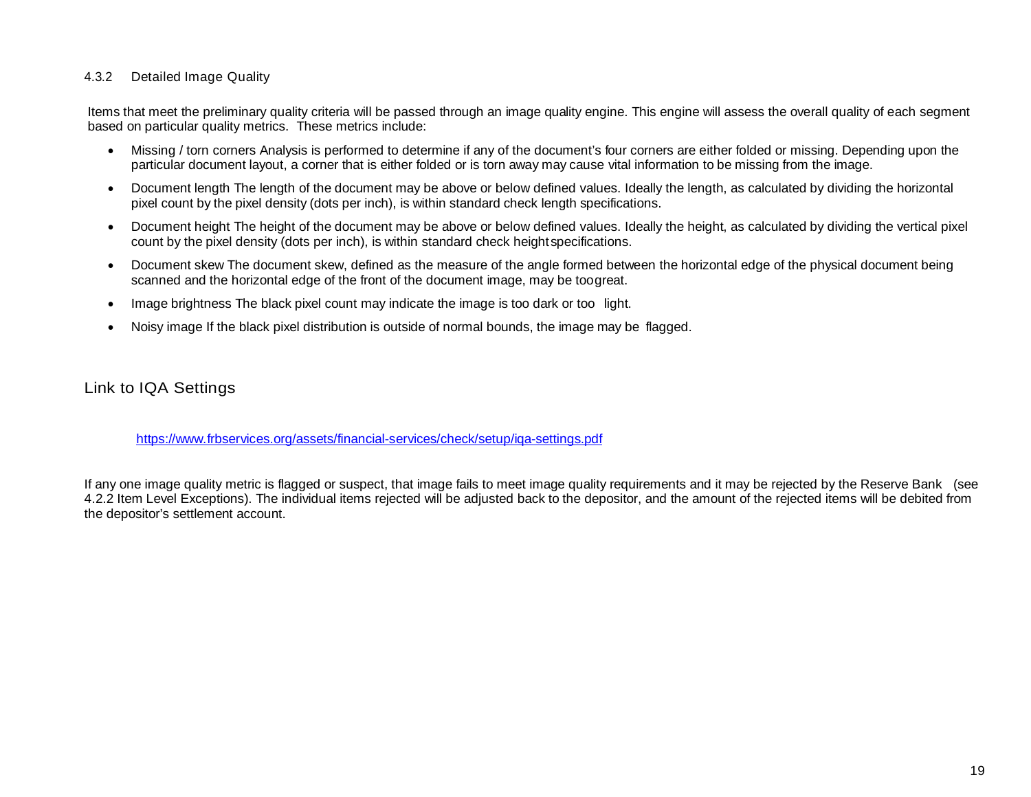### 4.3.2 Detailed Image Quality

Items that meet the preliminary quality criteria will be passed through an image quality engine. This engine will assess the overall quality of each segment based on particular quality metrics. These metrics include:

- Missing / torn corners Analysis is performed to determine if any of the document's four corners are either folded or missing. Depending upon the particular document layout, a corner that is either folded or is torn away may cause vital information to be missing from the image.
- Document length The length of the document may be above or below defined values. Ideally the length, as calculated by dividing the horizontal pixel count by the pixel density (dots per inch), is within standard check length specifications.
- Document height The height of the document may be above or below defined values. Ideally the height, as calculated by dividing the vertical pixel count by the pixel density (dots per inch), is within standard check height specifications.
- Document skew The document skew, defined as the measure of the angle formed between the horizontal edge of the physical document being scanned and the horizontal edge of the front of the document image, may be too great.
- Image brightness The black pixel count may indicate the image is too dark or too light.
- Noisy image If the black pixel distribution is outside of normal bounds, the image may be flagged.

## Link to IQA Settings

https://www.frbservices.org/assets/financial-services/check/setup/iqa-settings.pdf

If any one image quality metric is flagged or suspect, that image fails to meet image quality requirements and it may be rejected by the Reserve Bank (see 4.2.2 Item Level Exceptions). The individual items rejected will be adjusted back to the depositor, and the amount of the rejected items will be debited from the depositor's settlement account.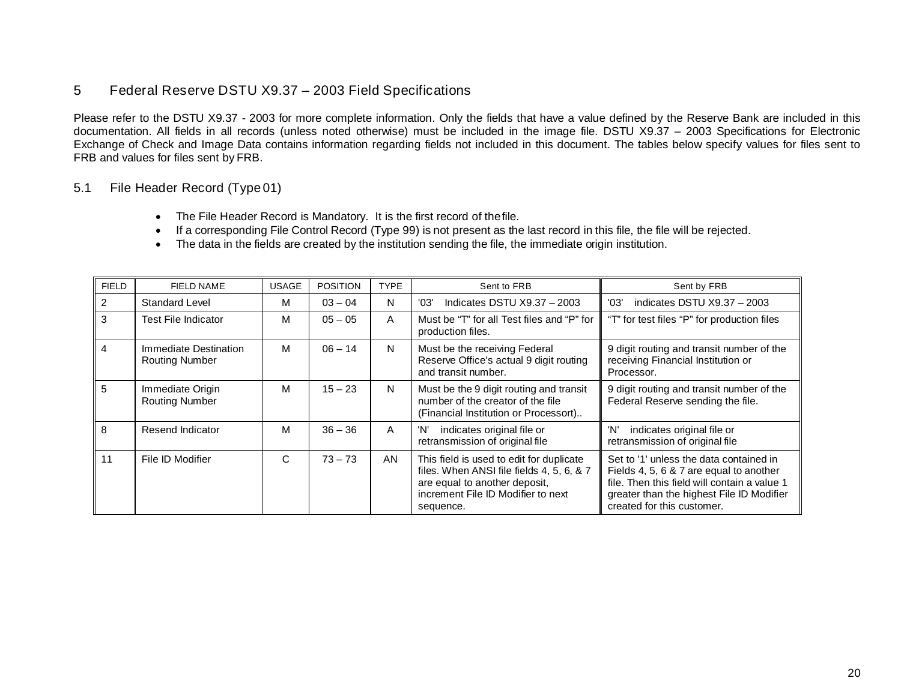## 5 Federal Reserve DSTU X9.37 – 2003 Field Specifications

Please refer to the DSTU X9.37 - 2003 for more complete information. Only the fields that have a value defined by the Reserve Bank are included in this documentation. All fields in all records (unless noted otherwise) must be included in the image file. DSTU X9.37 – 2003 Specifications for Electronic Exchange of Check and Image Data contains information regarding fields not included in this document. The tables below specify values for files sent to FRB and values for files sent by FRB.

### 5.1 File Header Record (Type 01)

- The File Header Record is Mandatory. It is the first record of the file.
- If a corresponding File Control Record (Type 99) is not present as the last record in this file, the file will be rejected.
- The data in the fields are created by the institution sending the file, the immediate origin institution.

| FIELD | FIELD NAME | USAGE | POSITION | TYPE | Sent to FRB | Sent by FRB |
|---|---|---|---|---|---|---|
| 2 | Standard Level | M | 03 – 04 | N | '03' Indicates DSTU X9.37 – 2003 | '03' indicates DSTU X9.37 – 2003 |
| 3 | Test File Indicator | M | 05 – 05 | A | Must be "T" for all Test files and "P" for production files. | "T" for test files "P" for production files |
| 4 | Immediate Destination Routing Number | M | 06 – 14 | N | Must be the receiving Federal Reserve Office's actual 9 digit routing and transit number. | 9 digit routing and transit number of the receiving Financial Institution or Processor. |
| 5 | Immediate Origin Routing Number | M | 15 – 23 | N | Must be the 9 digit routing and transit number of the creator of the file (Financial Institution or Processor).. | 9 digit routing and transit number of the Federal Reserve sending the file. |
| 8 | Resend Indicator | M | 36 – 36 | A | 'N' indicates original file or retransmission of original file | 'N' indicates original file or retransmission of original file |
| 11 | File ID Modifier | C | 73 – 73 | AN | This field is used to edit for duplicate files. When ANSI file fields 4, 5, 6, & 7 are equal to another deposit, increment File ID Modifier to next sequence. | Set to '1' unless the data contained in Fields 4, 5, 6 & 7 are equal to another file. Then this field will contain a value 1 greater than the highest File ID Modifier created for this customer. |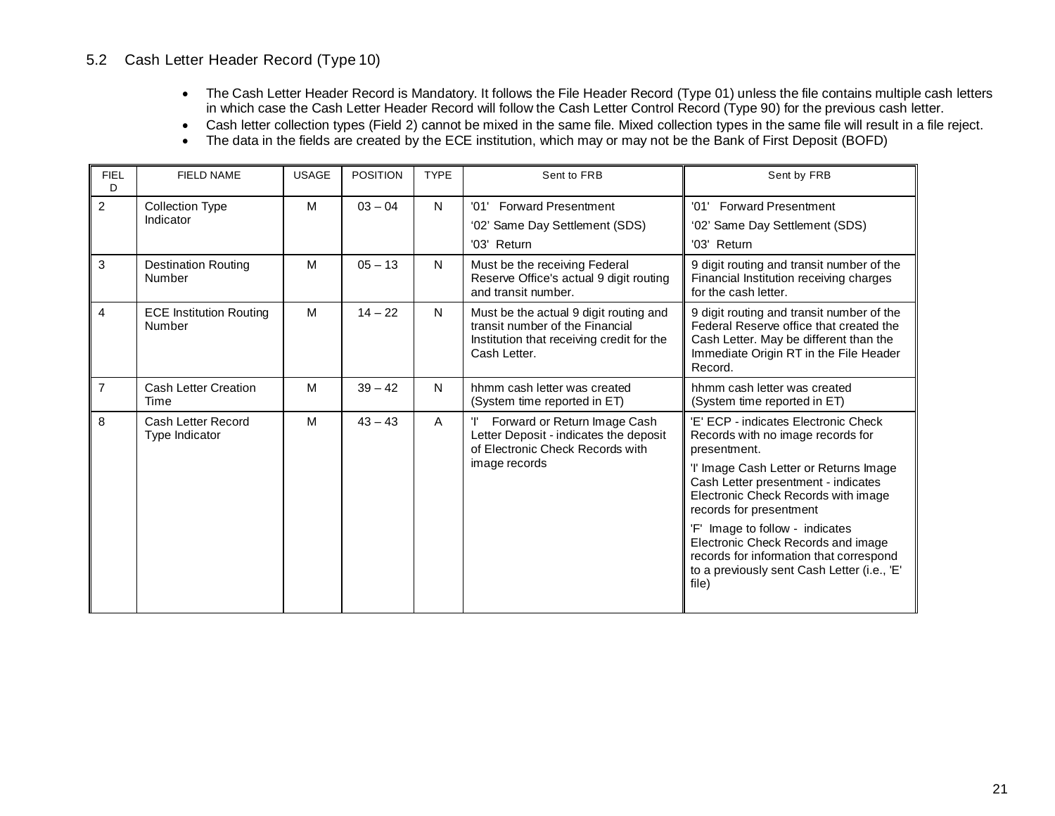## 5.2 Cash Letter Header Record (Type 10)

- The Cash Letter Header Record is Mandatory. It follows the File Header Record (Type 01) unless the file contains multiple cash letters in which case the Cash Letter Header Record will follow the Cash Letter Control Record (Type 90) for the previous cash letter.
- Cash letter collection types (Field 2) cannot be mixed in the same file. Mixed collection types in the same file will result in a file reject.
- The data in the fields are created by the ECE institution, which may or may not be the Bank of First Deposit (BOFD)

| FIELD | FIELD NAME | USAGE | POSITION | TYPE | Sent to FRB | Sent by FRB |
|---|---|---|---|---|---|---|
| 2 | Collection Type Indicator | M | 03 – 04 | N | '01' Forward Presentment<br>'02' Same Day Settlement (SDS)<br>'03' Return | '01' Forward Presentment<br>'02' Same Day Settlement (SDS)<br>'03' Return |
| 3 | Destination Routing Number | M | 05 – 13 | N | Must be the receiving Federal Reserve Office's actual 9 digit routing and transit number. | 9 digit routing and transit number of the Financial Institution receiving charges for the cash letter. |
| 4 | ECE Institution Routing Number | M | 14 – 22 | N | Must be the actual 9 digit routing and transit number of the Financial Institution that receiving credit for the Cash Letter. | 9 digit routing and transit number of the Federal Reserve office that created the Cash Letter. May be different than the Immediate Origin RT in the File Header Record. |
| 7 | Cash Letter Creation Time | M | 39 – 42 | N | hhmm cash letter was created (System time reported in ET) | hhmm cash letter was created (System time reported in ET) |
| 8 | Cash Letter Record Type Indicator | M | 43 – 43 | A | 'I' Forward or Return Image Cash Letter Deposit - indicates the deposit of Electronic Check Records with image records | 'E' ECP - indicates Electronic Check Records with no image records for presentment.<br>'I' Image Cash Letter or Returns Image Cash Letter presentment - indicates Electronic Check Records with image records for presentment<br>'F' Image to follow - indicates Electronic Check Records and image records for information that correspond to a previously sent Cash Letter (i.e., 'E' file) |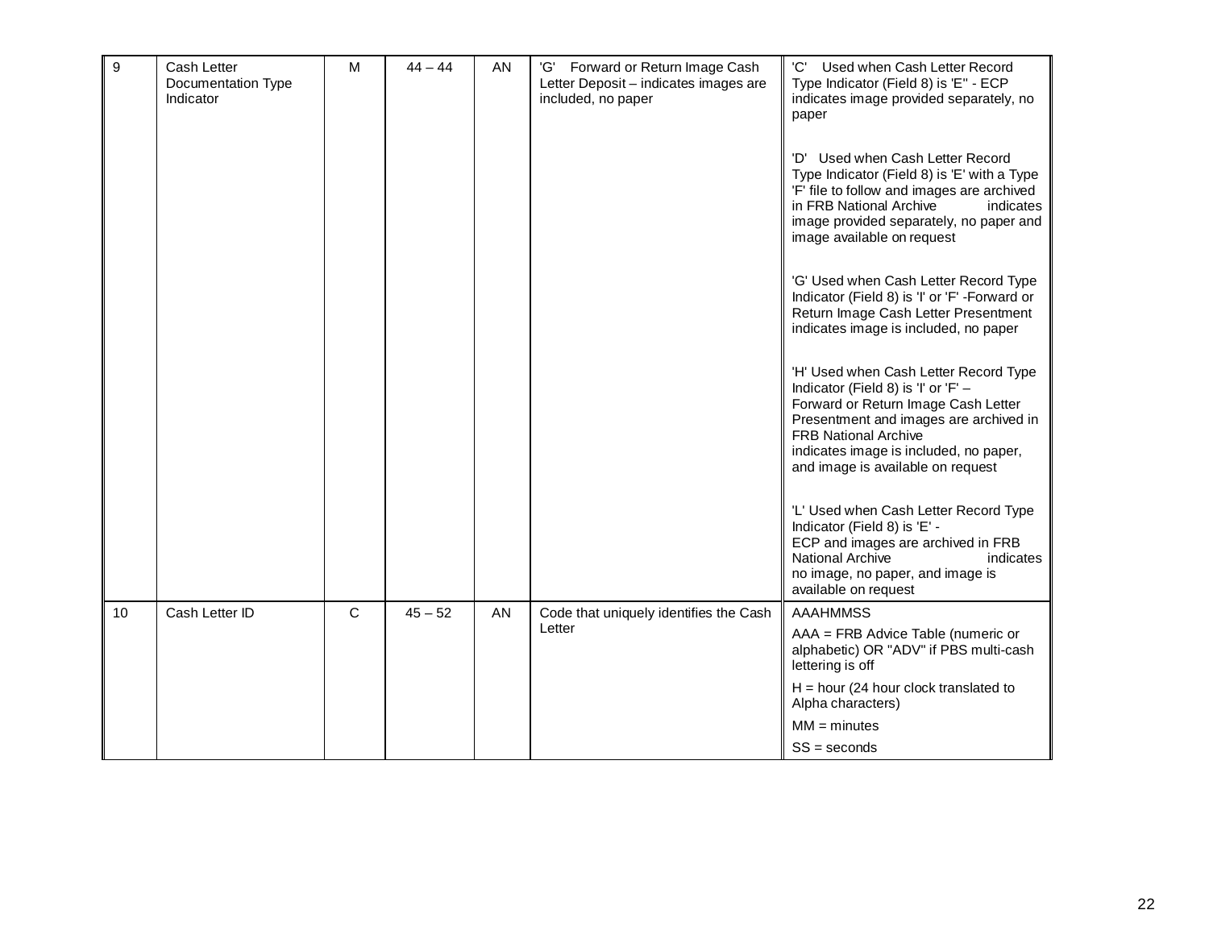| 9 | Cash Letter Documentation Type Indicator | M | 44 – 44 | AN | 'G' Forward or Return Image Cash Letter Deposit – indicates images are included, no paper | 'C' Used when Cash Letter Record Type Indicator (Field 8) is 'E'' - ECP indicates image provided separately, no paper<br><br>'D' Used when Cash Letter Record Type Indicator (Field 8) is 'E' with a Type 'F' file to follow and images are archived in FRB National Archive indicates image provided separately, no paper and image available on request<br><br>'G' Used when Cash Letter Record Type Indicator (Field 8) is 'I' or 'F' -Forward or Return Image Cash Letter Presentment indicates image is included, no paper<br><br>'H' Used when Cash Letter Record Type Indicator (Field 8) is 'I' or 'F' – Forward or Return Image Cash Letter Presentment and images are archived in FRB National Archive indicates image is included, no paper, and image is available on request<br><br>'L' Used when Cash Letter Record Type Indicator (Field 8) is 'E' - ECP and images are archived in FRB National Archive indicates no image, no paper, and image is available on request |
|---|---|---|---|---|---|---|
| 10 | Cash Letter ID | C | 45 – 52 | AN | Code that uniquely identifies the Cash Letter | AAAHMMSS<br>AAA = FRB Advice Table (numeric or alphabetic) OR "ADV" if PBS multi-cash lettering is off<br>H = hour (24 hour clock translated to Alpha characters)<br>MM = minutes<br>SS = seconds |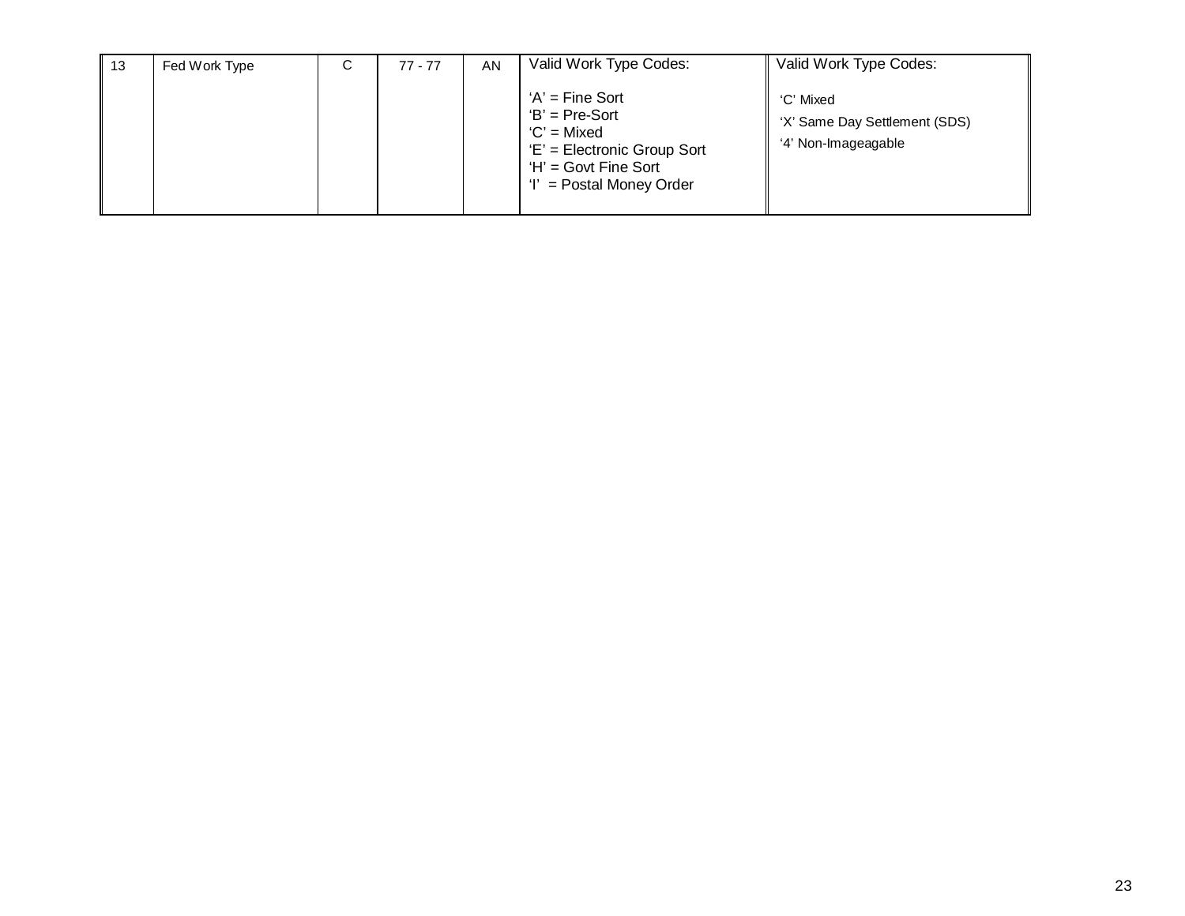| 13 | Fed Work Type | C | 77 - 77 | AN | Valid Work Type Codes:<br><br>'A' = Fine Sort<br>'B' = Pre-Sort<br>'C' = Mixed<br>'E' = Electronic Group Sort<br>'H' = Govt Fine Sort<br>'I' = Postal Money Order | Valid Work Type Codes:<br><br>'C' Mixed<br>'X' Same Day Settlement (SDS)<br>'4' Non-Imageagable |
|---|---|---|---|---|---|---|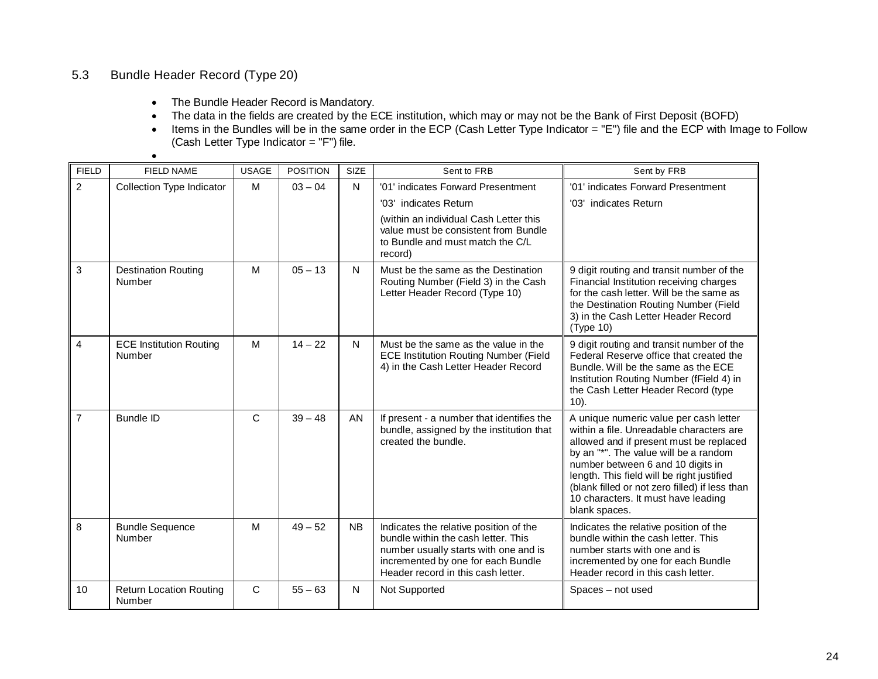## 5.3 Bundle Header Record (Type 20)

- The Bundle Header Record is Mandatory.
- The data in the fields are created by the ECE institution, which may or may not be the Bank of First Deposit (BOFD)
- Items in the Bundles will be in the same order in the ECP (Cash Letter Type Indicator = "E") file and the ECP with Image to Follow (Cash Letter Type Indicator = "F") file.
-

| FIELD | FIELD NAME | USAGE | POSITION | SIZE | Sent to FRB | Sent by FRB |
|---|---|---|---|---|---|---|
| 2 | Collection Type Indicator | M | 03 – 04 | N | '01' indicates Forward Presentment<br>'03' indicates Return<br>(within an individual Cash Letter this value must be consistent from Bundle to Bundle and must match the C/L record) | '01' indicates Forward Presentment<br>'03' indicates Return |
| 3 | Destination Routing Number | M | 05 – 13 | N | Must be the same as the Destination Routing Number (Field 3) in the Cash Letter Header Record (Type 10) | 9 digit routing and transit number of the Financial Institution receiving charges for the cash letter. Will be the same as the Destination Routing Number (Field 3) in the Cash Letter Header Record (Type 10) |
| 4 | ECE Institution Routing Number | M | 14 – 22 | N | Must be the same as the value in the ECE Institution Routing Number (Field 4) in the Cash Letter Header Record | 9 digit routing and transit number of the Federal Reserve office that created the Bundle. Will be the same as the ECE Institution Routing Number (fField 4) in the Cash Letter Header Record (type 10). |
| 7 | Bundle ID | C | 39 – 48 | AN | If present - a number that identifies the bundle, assigned by the institution that created the bundle. | A unique numeric value per cash letter within a file. Unreadable characters are allowed and if present must be replaced by an "*". The value will be a random number between 6 and 10 digits in length. This field will be right justified (blank filled or not zero filled) if less than 10 characters. It must have leading blank spaces. |
| 8 | Bundle Sequence Number | M | 49 – 52 | NB | Indicates the relative position of the bundle within the cash letter. This number usually starts with one and is incremented by one for each Bundle Header record in this cash letter. | Indicates the relative position of the bundle within the cash letter. This number starts with one and is incremented by one for each Bundle Header record in this cash letter. |
| 10 | Return Location Routing Number | C | 55 – 63 | N | Not Supported | Spaces – not used |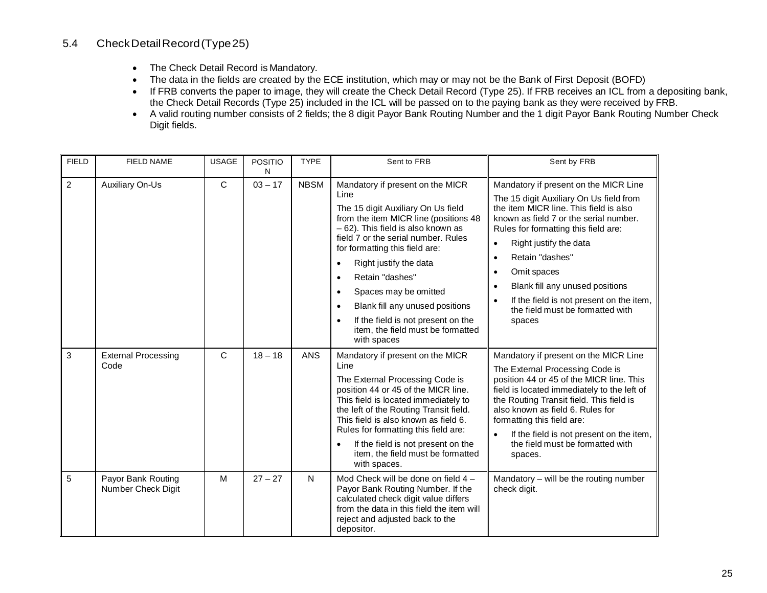## 5.4 Check Detail Record (Type 25)

- The Check Detail Record is Mandatory.
- The data in the fields are created by the ECE institution, which may or may not be the Bank of First Deposit (BOFD)
- If FRB converts the paper to image, they will create the Check Detail Record (Type 25). If FRB receives an ICL from a depositing bank, the Check Detail Records (Type 25) included in the ICL will be passed on to the paying bank as they were received by FRB.
- A valid routing number consists of 2 fields; the 8 digit Payor Bank Routing Number and the 1 digit Payor Bank Routing Number Check Digit fields.

| FIELD | FIELD NAME | USAGE | POSITION | TYPE | Sent to FRB | Sent by FRB |
|---|---|---|---|---|---|---|
| 2 | Auxiliary On-Us | C | 03 – 17 | NBSM | Mandatory if present on the MICR Line<br><br>The 15 digit Auxiliary On Us field from the item MICR line (positions 48 – 62). This field is also known as field 7 or the serial number. Rules for formatting this field are:<br>• Right justify the data<br>• Retain "dashes"<br>• Spaces may be omitted<br>• Blank fill any unused positions<br>• If the field is not present on the item, the field must be formatted with spaces | Mandatory if present on the MICR Line<br><br>The 15 digit Auxiliary On Us field from the item MICR line. This field is also known as field 7 or the serial number. Rules for formatting this field are:<br>• Right justify the data<br>• Retain "dashes"<br>• Omit spaces<br>• Blank fill any unused positions<br>• If the field is not present on the item, the field must be formatted with spaces |
| 3 | External Processing Code | C | 18 – 18 | ANS | Mandatory if present on the MICR Line<br><br>The External Processing Code is position 44 or 45 of the MICR line. This field is located immediately to the left of the Routing Transit field. This field is also known as field 6. Rules for formatting this field are:<br>• If the field is not present on the item, the field must be formatted with spaces. | Mandatory if present on the MICR Line<br><br>The External Processing Code is position 44 or 45 of the MICR line. This field is located immediately to the left of the Routing Transit field. This field is also known as field 6. Rules for formatting this field are:<br>• If the field is not present on the item, the field must be formatted with spaces. |
| 5 | Payor Bank Routing Number Check Digit | M | 27 – 27 | N | Mod Check will be done on field 4 – Payor Bank Routing Number. If the calculated check digit value differs from the data in this field the item will reject and adjusted back to the depositor. | Mandatory – will be the routing number check digit. |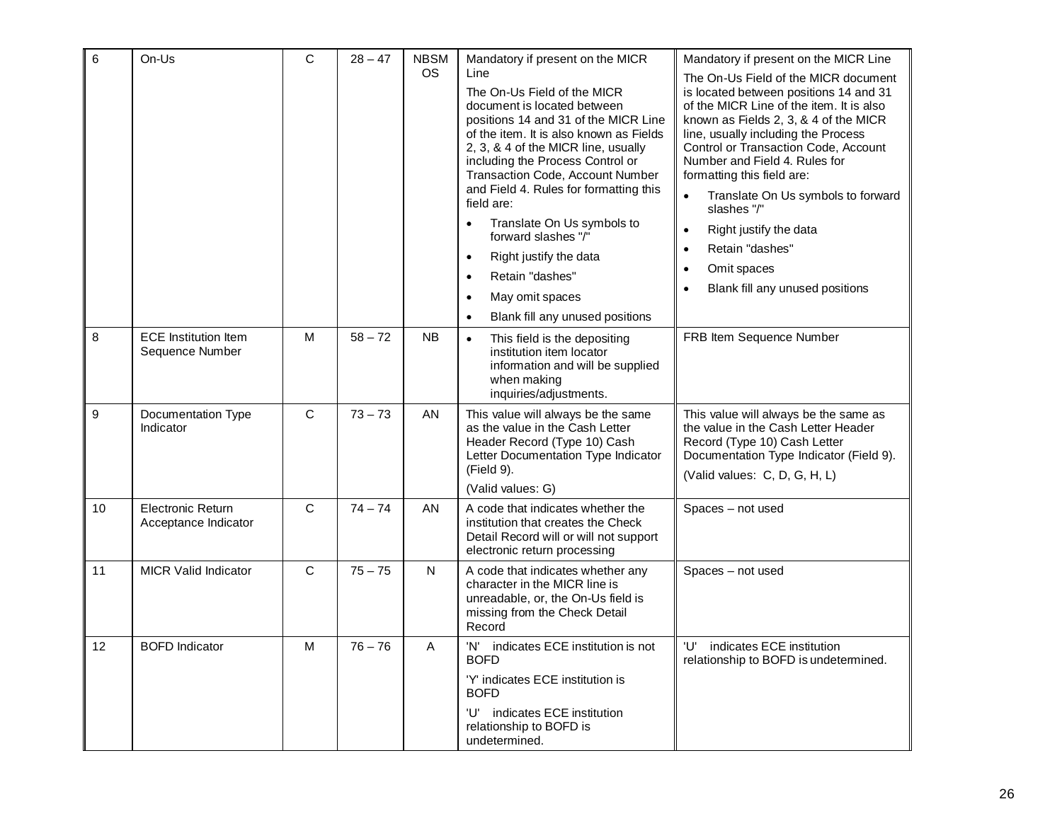| 6 | On-Us | C | 28 – 47 | NBSMOS | Mandatory if present on the MICR Line<br><br>The On-Us Field of the MICR document is located between positions 14 and 31 of the MICR Line of the item. It is also known as Fields 2, 3, & 4 of the MICR line, usually including the Process Control or Transaction Code, Account Number and Field 4. Rules for formatting this field are:<br>• Translate On Us symbols to forward slashes "/"<br>• Right justify the data<br>• Retain "dashes"<br>• May omit spaces<br>• Blank fill any unused positions | Mandatory if present on the MICR Line<br><br>The On-Us Field of the MICR document is located between positions 14 and 31 of the MICR Line of the item. It is also known as Fields 2, 3, & 4 of the MICR line, usually including the Process Control or Transaction Code, Account Number and Field 4. Rules for formatting this field are:<br>• Translate On Us symbols to forward slashes "/"<br>• Right justify the data<br>• Retain "dashes"<br>• Omit spaces<br>• Blank fill any unused positions |
|---|---|---|---|---|---|---|
| 8 | ECE Institution Item Sequence Number | M | 58 – 72 | NB | • This field is the depositing institution item locator information and will be supplied when making inquiries/adjustments. | FRB Item Sequence Number |
| 9 | Documentation Type Indicator | C | 73 – 73 | AN | This value will always be the same as the value in the Cash Letter Header Record (Type 10) Cash Letter Documentation Type Indicator (Field 9).<br><br>(Valid values: G) | This value will always be the same as the value in the Cash Letter Header Record (Type 10) Cash Letter Documentation Type Indicator (Field 9).<br><br>(Valid values: C, D, G, H, L) |
| 10 | Electronic Return Acceptance Indicator | C | 74 – 74 | AN | A code that indicates whether the institution that creates the Check Detail Record will or will not support electronic return processing | Spaces – not used |
| 11 | MICR Valid Indicator | C | 75 – 75 | N | A code that indicates whether any character in the MICR line is unreadable, or, the On-Us field is missing from the Check Detail Record | Spaces – not used |
| 12 | BOFD Indicator | M | 76 – 76 | A | 'N' indicates ECE institution is not BOFD<br><br>'Y' indicates ECE institution is BOFD<br><br>'U' indicates ECE institution relationship to BOFD is undetermined. | 'U' indicates ECE institution relationship to BOFD is undetermined. |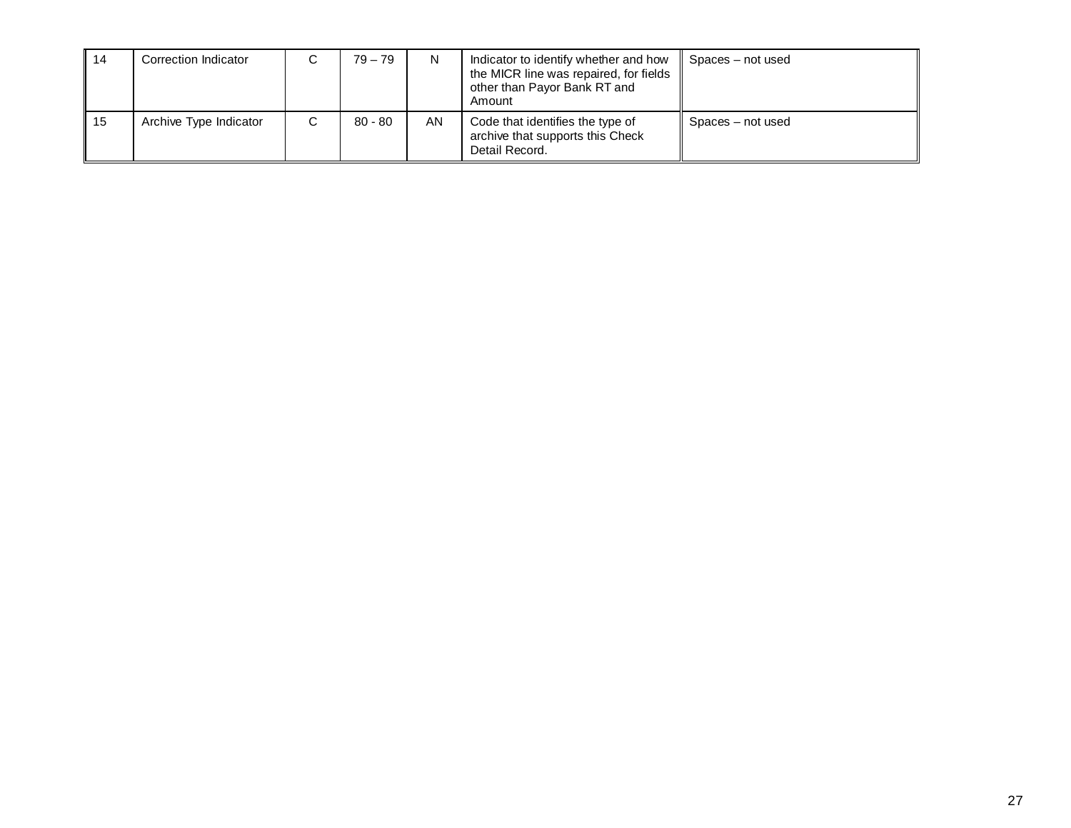| 14 | Correction Indicator | C | 79 – 79 | N | Indicator to identify whether and how the MICR line was repaired, for fields other than Payor Bank RT and Amount | Spaces – not used |
|---|---|---|---|---|---|---|
| 15 | Archive Type Indicator | C | 80 - 80 | AN | Code that identifies the type of archive that supports this Check Detail Record. | Spaces – not used |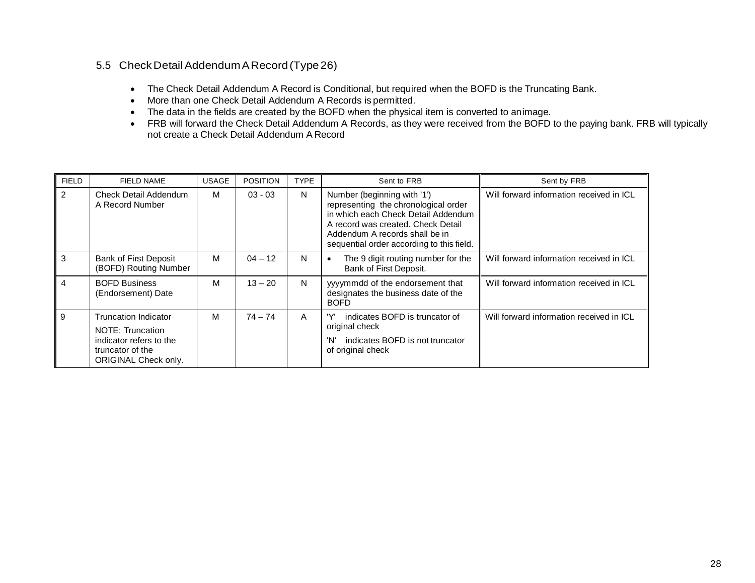## 5.5 Check Detail Addendum A Record (Type 26)

- The Check Detail Addendum A Record is Conditional, but required when the BOFD is the Truncating Bank.
- More than one Check Detail Addendum A Records is permitted.
- The data in the fields are created by the BOFD when the physical item is converted to an image.
- FRB will forward the Check Detail Addendum A Records, as they were received from the BOFD to the paying bank. FRB will typically not create a Check Detail Addendum A Record

| FIELD | FIELD NAME | USAGE | POSITION | TYPE | Sent to FRB | Sent by FRB |
|---|---|---|---|---|---|---|
| 2 | Check Detail Addendum A Record Number | M | 03 - 03 | N | Number (beginning with '1') representing the chronological order in which each Check Detail Addendum A record was created. Check Detail Addendum A records shall be in sequential order according to this field. | Will forward information received in ICL |
| 3 | Bank of First Deposit (BOFD) Routing Number | M | 04 – 12 | N | • The 9 digit routing number for the Bank of First Deposit. | Will forward information received in ICL |
| 4 | BOFD Business (Endorsement) Date | M | 13 – 20 | N | yyyymmdd of the endorsement that designates the business date of the BOFD | Will forward information received in ICL |
| 9 | Truncation Indicator<br>NOTE: Truncation indicator refers to the truncator of the ORIGINAL Check only. | M | 74 – 74 | A | 'Y' indicates BOFD is truncator of original check<br>'N' indicates BOFD is not truncator of original check | Will forward information received in ICL |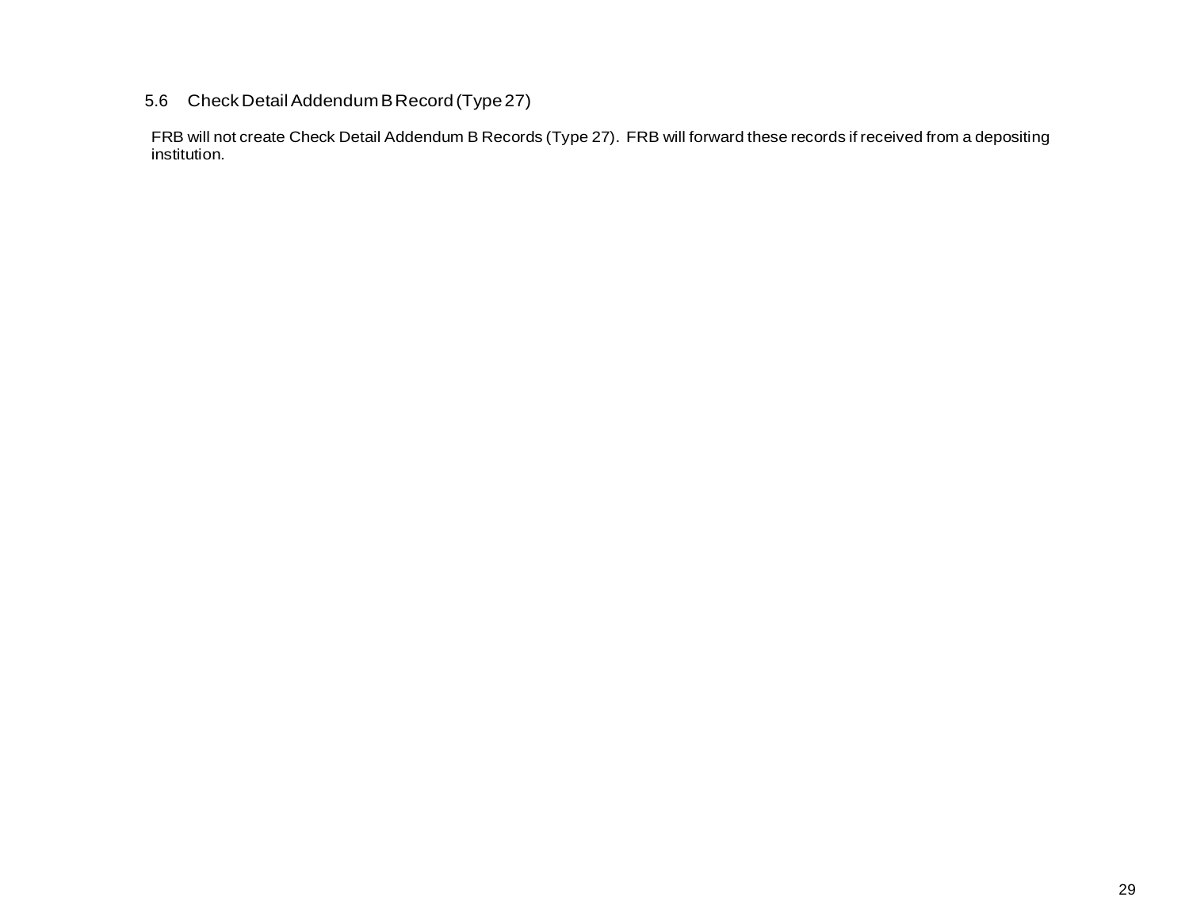## 5.6 Check Detail Addendum B Record (Type 27)

FRB will not create Check Detail Addendum B Records (Type 27). FRB will forward these records if received from a depositing institution.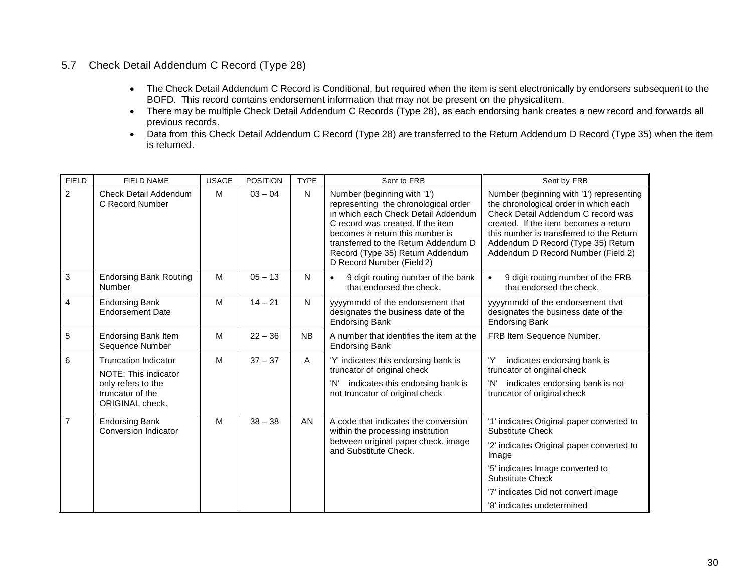## 5.7 Check Detail Addendum C Record (Type 28)

- The Check Detail Addendum C Record is Conditional, but required when the item is sent electronically by endorsers subsequent to the BOFD. This record contains endorsement information that may not be present on the physical item.
- There may be multiple Check Detail Addendum C Records (Type 28), as each endorsing bank creates a new record and forwards all previous records.
- Data from this Check Detail Addendum C Record (Type 28) are transferred to the Return Addendum D Record (Type 35) when the item is returned.

| FIELD | FIELD NAME | USAGE | POSITION | TYPE | Sent to FRB | Sent by FRB |
|---|---|---|---|---|---|---|
| 2 | Check Detail Addendum C Record Number | M | 03 – 04 | N | Number (beginning with '1') representing the chronological order in which each Check Detail Addendum C record was created. If the item becomes a return this number is transferred to the Return Addendum D Record (Type 35) Return Addendum D Record Number (Field 2) | Number (beginning with '1') representing the chronological order in which each Check Detail Addendum C record was created. If the item becomes a return this number is transferred to the Return Addendum D Record (Type 35) Return Addendum D Record Number (Field 2) |
| 3 | Endorsing Bank Routing Number | M | 05 – 13 | N | • 9 digit routing number of the bank that endorsed the check. | • 9 digit routing number of the FRB that endorsed the check. |
| 4 | Endorsing Bank Endorsement Date | M | 14 – 21 | N | yyyymmdd of the endorsement that designates the business date of the Endorsing Bank | yyyymmdd of the endorsement that designates the business date of the Endorsing Bank |
| 5 | Endorsing Bank Item Sequence Number | M | 22 – 36 | NB | A number that identifies the item at the Endorsing Bank | FRB Item Sequence Number. |
| 6 | Truncation Indicator<br>NOTE: This indicator only refers to the truncator of the ORIGINAL check. | M | 37 – 37 | A | 'Y' indicates this endorsing bank is truncator of original check<br>'N' indicates this endorsing bank is not truncator of original check | 'Y' indicates endorsing bank is truncator of original check<br>'N' indicates endorsing bank is not truncator of original check |
| 7 | Endorsing Bank Conversion Indicator | M | 38 – 38 | AN | A code that indicates the conversion within the processing institution between original paper check, image and Substitute Check. | '1' indicates Original paper converted to Substitute Check<br>'2' indicates Original paper converted to Image<br>'5' indicates Image converted to Substitute Check<br>'7' indicates Did not convert image<br>'8' indicates undetermined |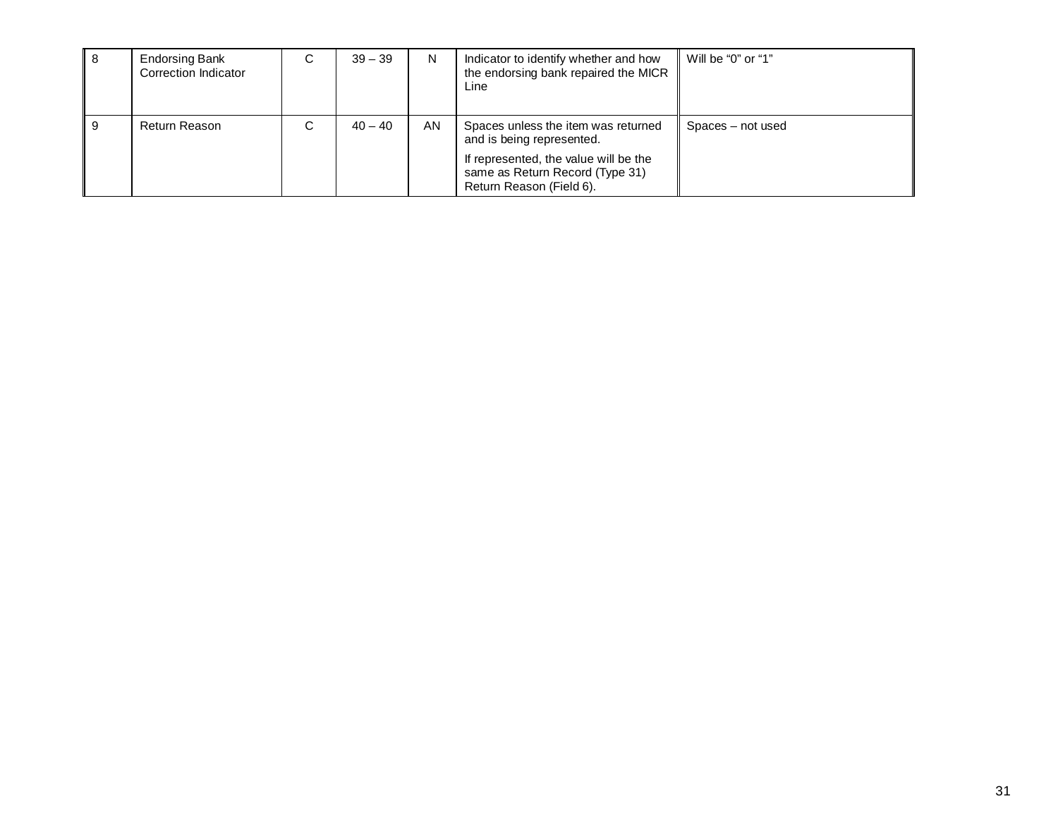| | | | | | | |
|---|---|---|---|---|---|---|
| 8 | Endorsing Bank Correction Indicator | C | 39 – 39 | N | Indicator to identify whether and how the endorsing bank repaired the MICR Line | Will be “0” or “1” |
| 9 | Return Reason | C | 40 – 40 | AN | Spaces unless the item was returned and is being represented.<br><br>If represented, the value will be the same as Return Record (Type 31) Return Reason (Field 6). | Spaces – not used |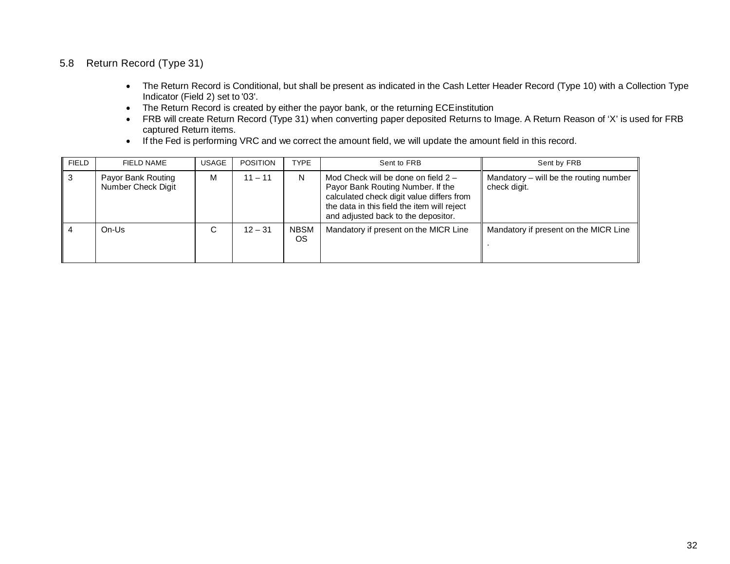### 5.8 Return Record (Type 31)

- The Return Record is Conditional, but shall be present as indicated in the Cash Letter Header Record (Type 10) with a Collection Type Indicator (Field 2) set to '03'.
- The Return Record is created by either the payor bank, or the returning ECE institution
- FRB will create Return Record (Type 31) when converting paper deposited Returns to Image. A Return Reason of 'X' is used for FRB captured Return items.
- If the Fed is performing VRC and we correct the amount field, we will update the amount field in this record.

| FIELD | FIELD NAME | USAGE | POSITION | TYPE | Sent to FRB | Sent by FRB |
|---|---|---|---|---|---|---|
| 3 | Payor Bank Routing Number Check Digit | M | 11 – 11 | N | Mod Check will be done on field 2 – Payor Bank Routing Number. If the calculated check digit value differs from the data in this field the item will reject and adjusted back to the depositor. | Mandatory – will be the routing number check digit. |
| 4 | On-Us | C | 12 – 31 | NBSMOS | Mandatory if present on the MICR Line | Mandatory if present on the MICR Line . |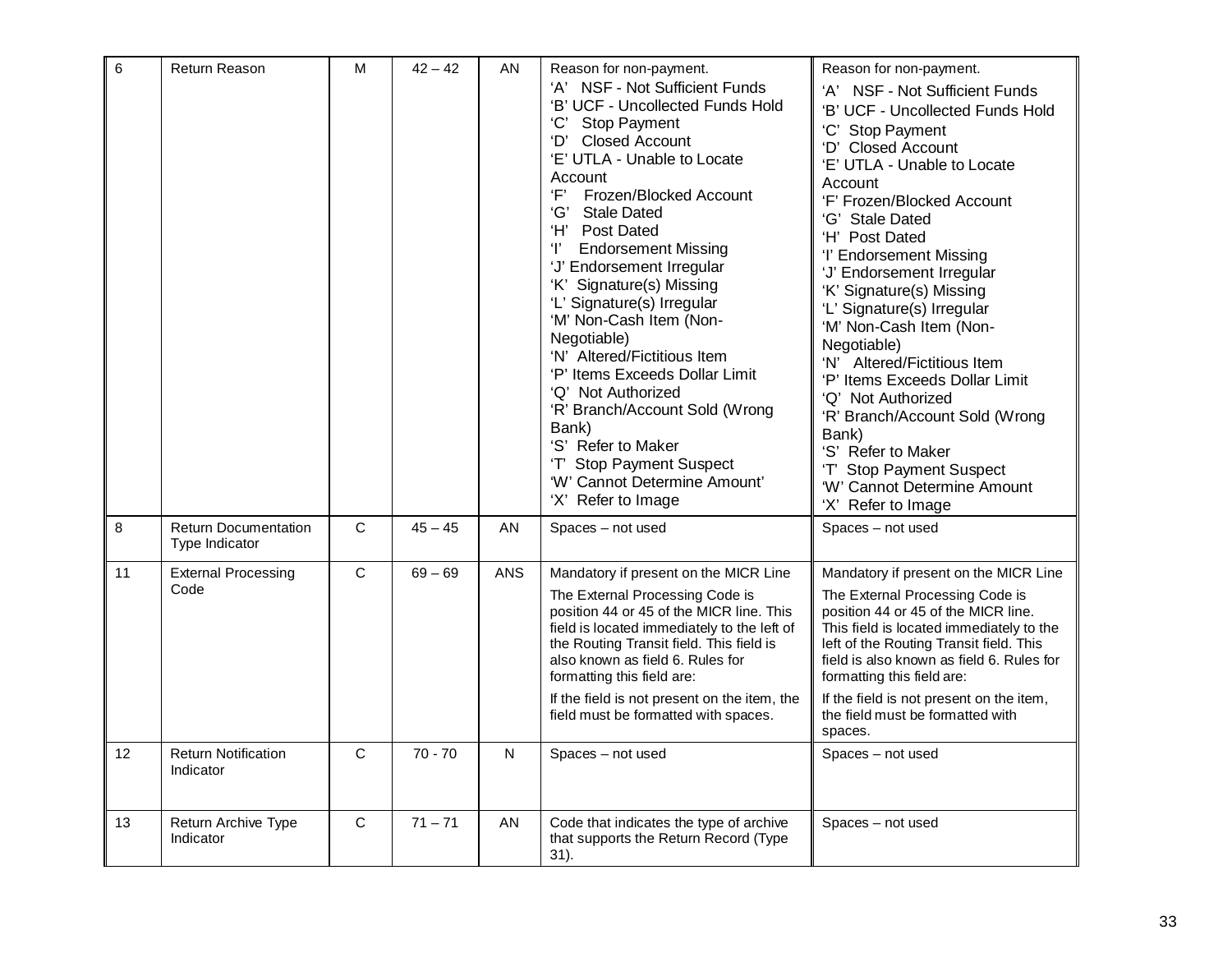| 6 | Return Reason | M | 42 – 42 | AN | Reason for non-payment.<br>‘A’ NSF - Not Sufficient Funds<br>‘B’ UCF - Uncollected Funds Hold<br>‘C’ Stop Payment<br>‘D’ Closed Account<br>‘E’ UTLA - Unable to Locate Account<br>‘F’ Frozen/Blocked Account<br>‘G’ Stale Dated<br>‘H’ Post Dated<br>‘I’ Endorsement Missing<br>‘J’ Endorsement Irregular<br>‘K’ Signature(s) Missing<br>‘L’ Signature(s) Irregular<br>‘M’ Non-Cash Item (Non-Negotiable)<br>‘N’ Altered/Fictitious Item<br>‘P’ Items Exceeds Dollar Limit<br>‘Q’ Not Authorized<br>‘R’ Branch/Account Sold (Wrong Bank)<br>‘S’ Refer to Maker<br>‘T’ Stop Payment Suspect<br>‘W’ Cannot Determine Amount’<br>‘X’ Refer to Image | Reason for non-payment.<br>‘A’ NSF - Not Sufficient Funds<br>‘B’ UCF - Uncollected Funds Hold<br>‘C’ Stop Payment<br>‘D’ Closed Account<br>‘E’ UTLA - Unable to Locate Account<br>‘F’ Frozen/Blocked Account<br>‘G’ Stale Dated<br>‘H’ Post Dated<br>‘I’ Endorsement Missing<br>‘J’ Endorsement Irregular<br>‘K’ Signature(s) Missing<br>‘L’ Signature(s) Irregular<br>‘M’ Non-Cash Item (Non-Negotiable)<br>‘N’ Altered/Fictitious Item<br>‘P’ Items Exceeds Dollar Limit<br>‘Q’ Not Authorized<br>‘R’ Branch/Account Sold (Wrong Bank)<br>‘S’ Refer to Maker<br>‘T’ Stop Payment Suspect<br>‘W’ Cannot Determine Amount<br>‘X’ Refer to Image |
|---|---|---|---|---|---|---|
| 8 | Return Documentation Type Indicator | C | 45 – 45 | AN | Spaces – not used | Spaces – not used |
| 11 | External Processing Code | C | 69 – 69 | ANS | Mandatory if present on the MICR Line<br>The External Processing Code is position 44 or 45 of the MICR line. This field is located immediately to the left of the Routing Transit field. This field is also known as field 6. Rules for formatting this field are:<br>If the field is not present on the item, the field must be formatted with spaces. | Mandatory if present on the MICR Line<br>The External Processing Code is position 44 or 45 of the MICR line. This field is located immediately to the left of the Routing Transit field. This field is also known as field 6. Rules for formatting this field are:<br>If the field is not present on the item, the field must be formatted with spaces. |
| 12 | Return Notification Indicator | C | 70 - 70 | N | Spaces – not used | Spaces – not used |
| 13 | Return Archive Type Indicator | C | 71 – 71 | AN | Code that indicates the type of archive that supports the Return Record (Type 31). | Spaces – not used |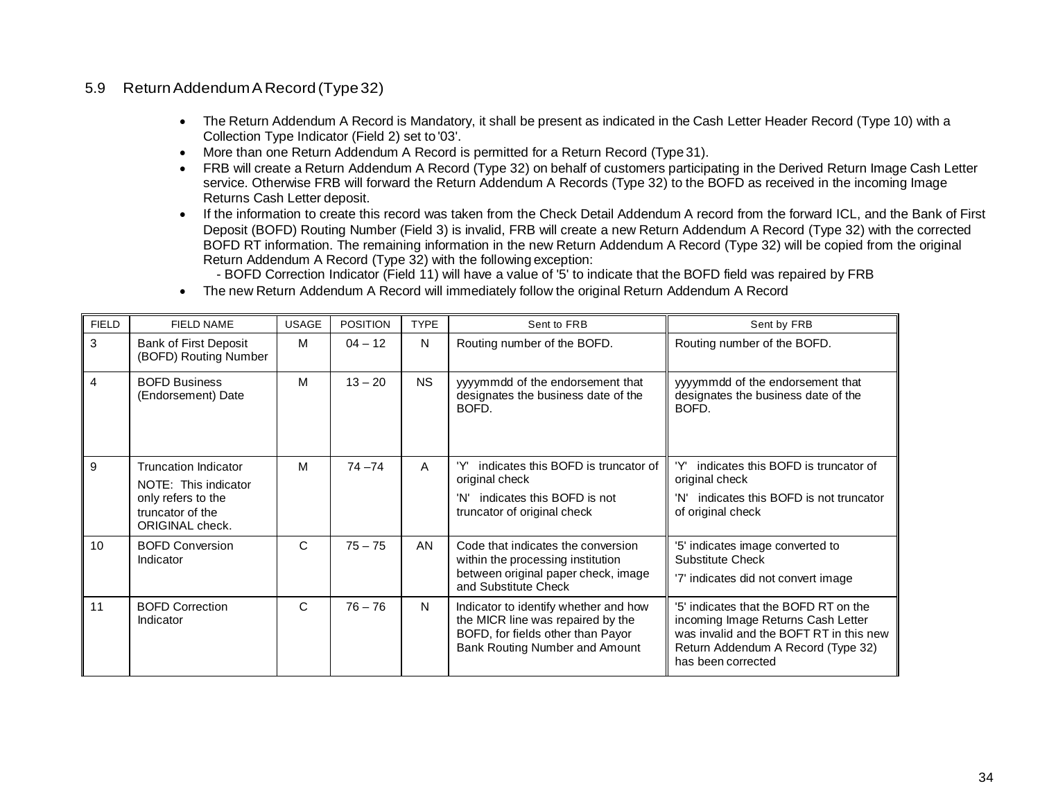## 5.9 Return Addendum A Record (Type 32)

- The Return Addendum A Record is Mandatory, it shall be present as indicated in the Cash Letter Header Record (Type 10) with a Collection Type Indicator (Field 2) set to '03'.
- More than one Return Addendum A Record is permitted for a Return Record (Type 31).
- FRB will create a Return Addendum A Record (Type 32) on behalf of customers participating in the Derived Return Image Cash Letter service. Otherwise FRB will forward the Return Addendum A Records (Type 32) to the BOFD as received in the incoming Image Returns Cash Letter deposit.
- If the information to create this record was taken from the Check Detail Addendum A record from the forward ICL, and the Bank of First Deposit (BOFD) Routing Number (Field 3) is invalid, FRB will create a new Return Addendum A Record (Type 32) with the corrected BOFD RT information. The remaining information in the new Return Addendum A Record (Type 32) will be copied from the original Return Addendum A Record (Type 32) with the following exception:
  - BOFD Correction Indicator (Field 11) will have a value of '5' to indicate that the BOFD field was repaired by FRB
- The new Return Addendum A Record will immediately follow the original Return Addendum A Record

| FIELD | FIELD NAME | USAGE | POSITION | TYPE | Sent to FRB | Sent by FRB |
|---|---|---|---|---|---|---|
| 3 | Bank of First Deposit (BOFD) Routing Number | M | 04 – 12 | N | Routing number of the BOFD. | Routing number of the BOFD. |
| 4 | BOFD Business (Endorsement) Date | M | 13 – 20 | NS | yyyymmdd of the endorsement that designates the business date of the BOFD. | yyyymmdd of the endorsement that designates the business date of the BOFD. |
| 9 | Truncation Indicator<br>NOTE: This indicator only refers to the truncator of the ORIGINAL check. | M | 74 –74 | A | 'Y' indicates this BOFD is truncator of original check<br>'N' indicates this BOFD is not truncator of original check | 'Y' indicates this BOFD is truncator of original check<br>'N' indicates this BOFD is not truncator of original check |
| 10 | BOFD Conversion Indicator | C | 75 – 75 | AN | Code that indicates the conversion within the processing institution between original paper check, image and Substitute Check | '5' indicates image converted to Substitute Check<br>'7' indicates did not convert image |
| 11 | BOFD Correction Indicator | C | 76 – 76 | N | Indicator to identify whether and how the MICR line was repaired by the BOFD, for fields other than Payor Bank Routing Number and Amount | '5' indicates that the BOFD RT on the incoming Image Returns Cash Letter was invalid and the BOFT RT in this new Return Addendum A Record (Type 32) has been corrected |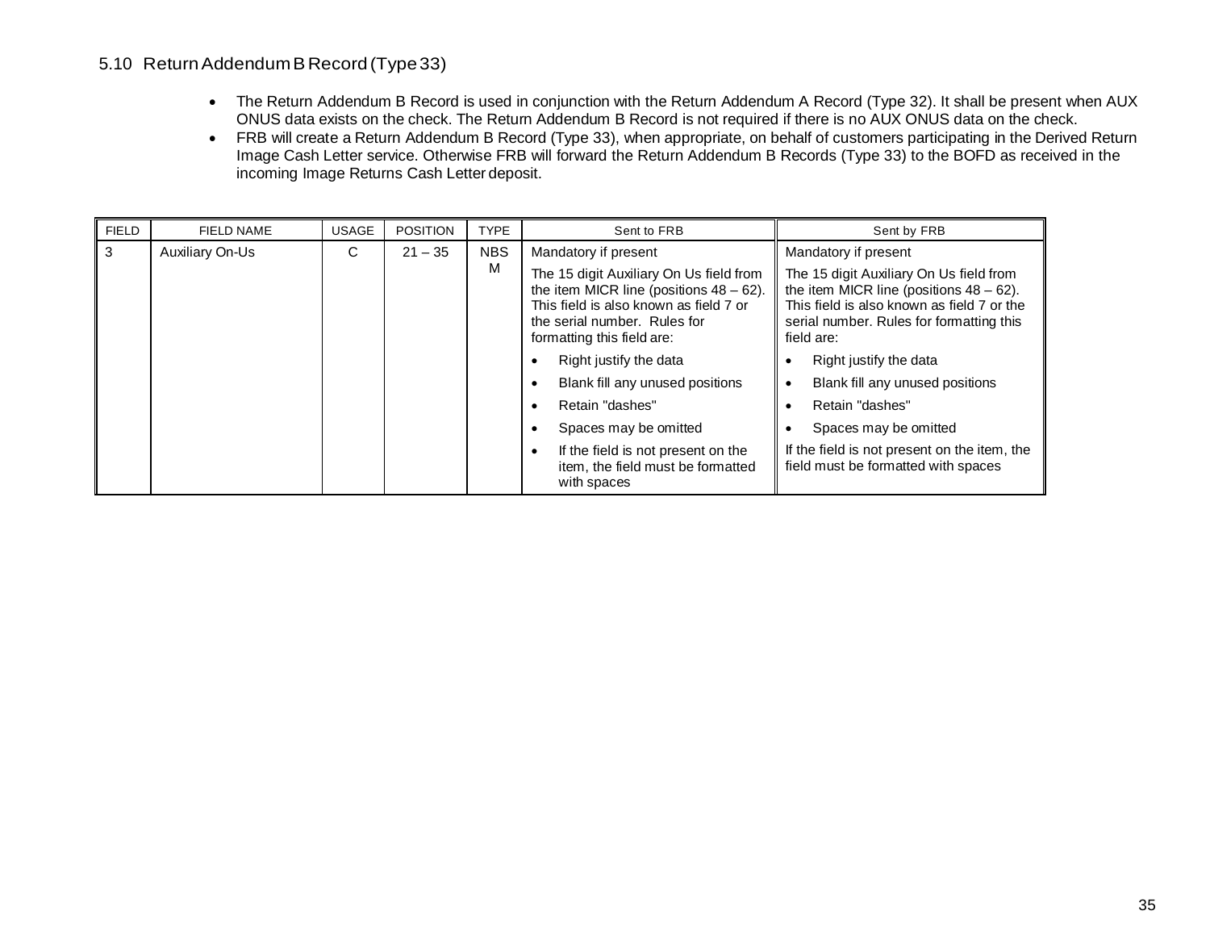## 5.10 Return Addendum B Record (Type 33)

- The Return Addendum B Record is used in conjunction with the Return Addendum A Record (Type 32). It shall be present when AUX ONUS data exists on the check. The Return Addendum B Record is not required if there is no AUX ONUS data on the check.
- FRB will create a Return Addendum B Record (Type 33), when appropriate, on behalf of customers participating in the Derived Return Image Cash Letter service. Otherwise FRB will forward the Return Addendum B Records (Type 33) to the BOFD as received in the incoming Image Returns Cash Letter deposit.

| FIELD | FIELD NAME | USAGE | POSITION | TYPE | Sent to FRB | Sent by FRB |
|---|---|---|---|---|---|---|
| 3 | Auxiliary On-Us | C | 21 – 35 | NBSM | Mandatory if present<br><br>The 15 digit Auxiliary On Us field from the item MICR line (positions 48 – 62). This field is also known as field 7 or the serial number. Rules for formatting this field are:<br>• Right justify the data<br>• Blank fill any unused positions<br>• Retain "dashes"<br>• Spaces may be omitted<br>• If the field is not present on the item, the field must be formatted with spaces | Mandatory if present<br><br>The 15 digit Auxiliary On Us field from the item MICR line (positions 48 – 62). This field is also known as field 7 or the serial number. Rules for formatting this field are:<br>• Right justify the data<br>• Blank fill any unused positions<br>• Retain "dashes"<br>• Spaces may be omitted<br><br>If the field is not present on the item, the field must be formatted with spaces |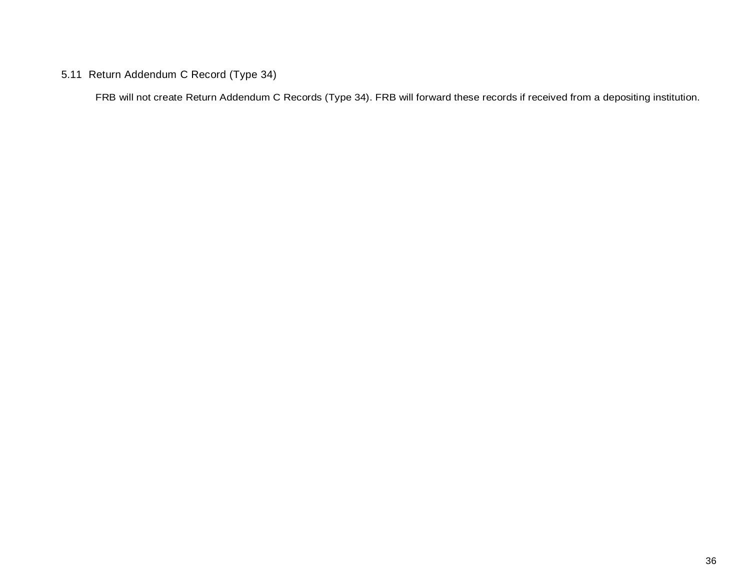## 5.11 Return Addendum C Record (Type 34)

FRB will not create Return Addendum C Records (Type 34). FRB will forward these records if received from a depositing institution.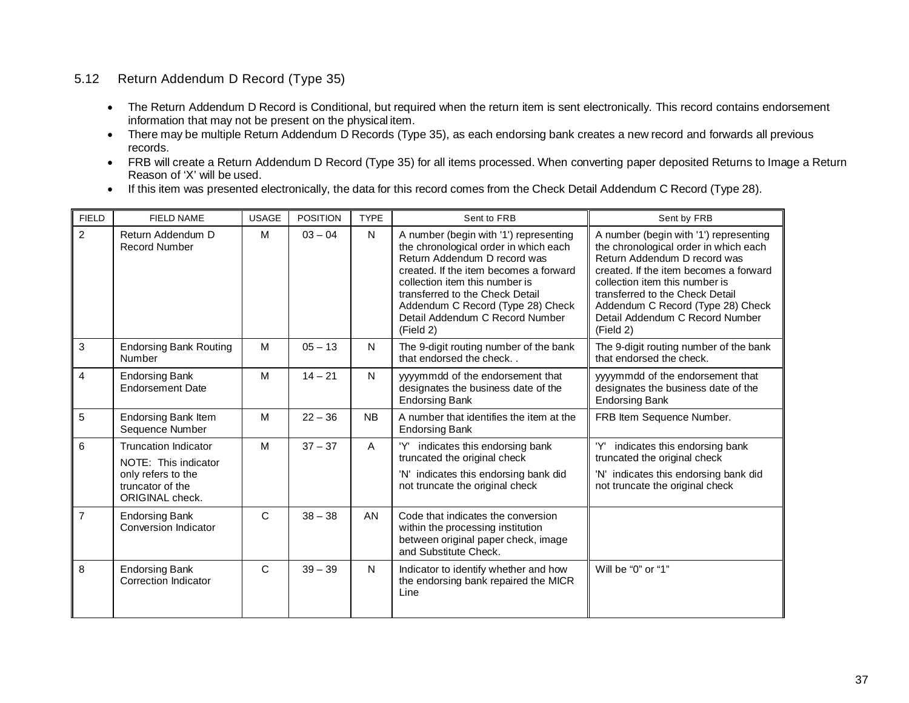## 5.12 Return Addendum D Record (Type 35)

- The Return Addendum D Record is Conditional, but required when the return item is sent electronically. This record contains endorsement information that may not be present on the physical item.
- There may be multiple Return Addendum D Records (Type 35), as each endorsing bank creates a new record and forwards all previous records.
- FRB will create a Return Addendum D Record (Type 35) for all items processed. When converting paper deposited Returns to Image a Return Reason of 'X' will be used.
- If this item was presented electronically, the data for this record comes from the Check Detail Addendum C Record (Type 28).

| FIELD | FIELD NAME | USAGE | POSITION | TYPE | Sent to FRB | Sent by FRB |
|---|---|---|---|---|---|---|
| 2 | Return Addendum D Record Number | M | 03 – 04 | N | A number (begin with '1') representing the chronological order in which each Return Addendum D record was created. If the item becomes a forward collection item this number is transferred to the Check Detail Addendum C Record (Type 28) Check Detail Addendum C Record Number (Field 2) | A number (begin with '1') representing the chronological order in which each Return Addendum D record was created. If the item becomes a forward collection item this number is transferred to the Check Detail Addendum C Record (Type 28) Check Detail Addendum C Record Number (Field 2) |
| 3 | Endorsing Bank Routing Number | M | 05 – 13 | N | The 9-digit routing number of the bank that endorsed the check. . | The 9-digit routing number of the bank that endorsed the check. |
| 4 | Endorsing Bank Endorsement Date | M | 14 – 21 | N | yyyymmdd of the endorsement that designates the business date of the Endorsing Bank | yyyymmdd of the endorsement that designates the business date of the Endorsing Bank |
| 5 | Endorsing Bank Item Sequence Number | M | 22 – 36 | NB | A number that identifies the item at the Endorsing Bank | FRB Item Sequence Number. |
| 6 | Truncation Indicator<br>NOTE: This indicator only refers to the truncator of the ORIGINAL check. | M | 37 – 37 | A | 'Y' indicates this endorsing bank truncated the original check<br>'N' indicates this endorsing bank did not truncate the original check | 'Y' indicates this endorsing bank truncated the original check<br>'N' indicates this endorsing bank did not truncate the original check |
| 7 | Endorsing Bank Conversion Indicator | C | 38 – 38 | AN | Code that indicates the conversion within the processing institution between original paper check, image and Substitute Check. | |
| 8 | Endorsing Bank Correction Indicator | C | 39 – 39 | N | Indicator to identify whether and how the endorsing bank repaired the MICR Line | Will be "0" or "1" |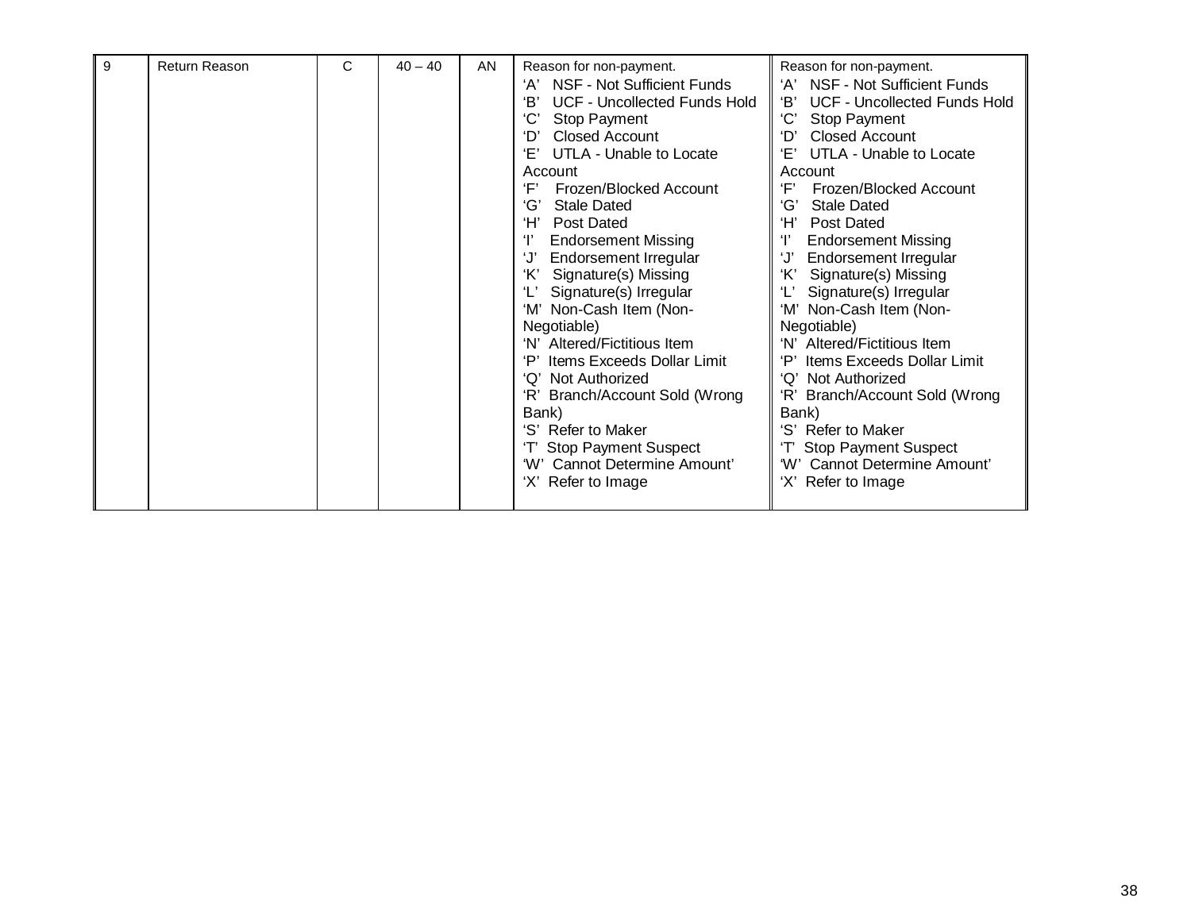| 9 | Return Reason | C | 40 – 40 | AN | Reason for non-payment.<br>‘A’ NSF - Not Sufficient Funds<br>‘B’ UCF - Uncollected Funds Hold<br>‘C’ Stop Payment<br>‘D’ Closed Account<br>‘E’ UTLA - Unable to Locate Account<br>‘F’ Frozen/Blocked Account<br>‘G’ Stale Dated<br>‘H’ Post Dated<br>‘I’ Endorsement Missing<br>‘J’ Endorsement Irregular<br>‘K’ Signature(s) Missing<br>‘L’ Signature(s) Irregular<br>‘M’ Non-Cash Item (Non-Negotiable)<br>‘N’ Altered/Fictitious Item<br>‘P’ Items Exceeds Dollar Limit<br>‘Q’ Not Authorized<br>‘R’ Branch/Account Sold (Wrong Bank)<br>‘S’ Refer to Maker<br>‘T’ Stop Payment Suspect<br>‘W’ Cannot Determine Amount’<br>‘X’ Refer to Image | Reason for non-payment.<br>‘A’ NSF - Not Sufficient Funds<br>‘B’ UCF - Uncollected Funds Hold<br>‘C’ Stop Payment<br>‘D’ Closed Account<br>‘E’ UTLA - Unable to Locate Account<br>‘F’ Frozen/Blocked Account<br>‘G’ Stale Dated<br>‘H’ Post Dated<br>‘I’ Endorsement Missing<br>‘J’ Endorsement Irregular<br>‘K’ Signature(s) Missing<br>‘L’ Signature(s) Irregular<br>‘M’ Non-Cash Item (Non-Negotiable)<br>‘N’ Altered/Fictitious Item<br>‘P’ Items Exceeds Dollar Limit<br>‘Q’ Not Authorized<br>‘R’ Branch/Account Sold (Wrong Bank)<br>‘S’ Refer to Maker<br>‘T’ Stop Payment Suspect<br>‘W’ Cannot Determine Amount’<br>‘X’ Refer to Image |
|---|---|---|---|---|---|---|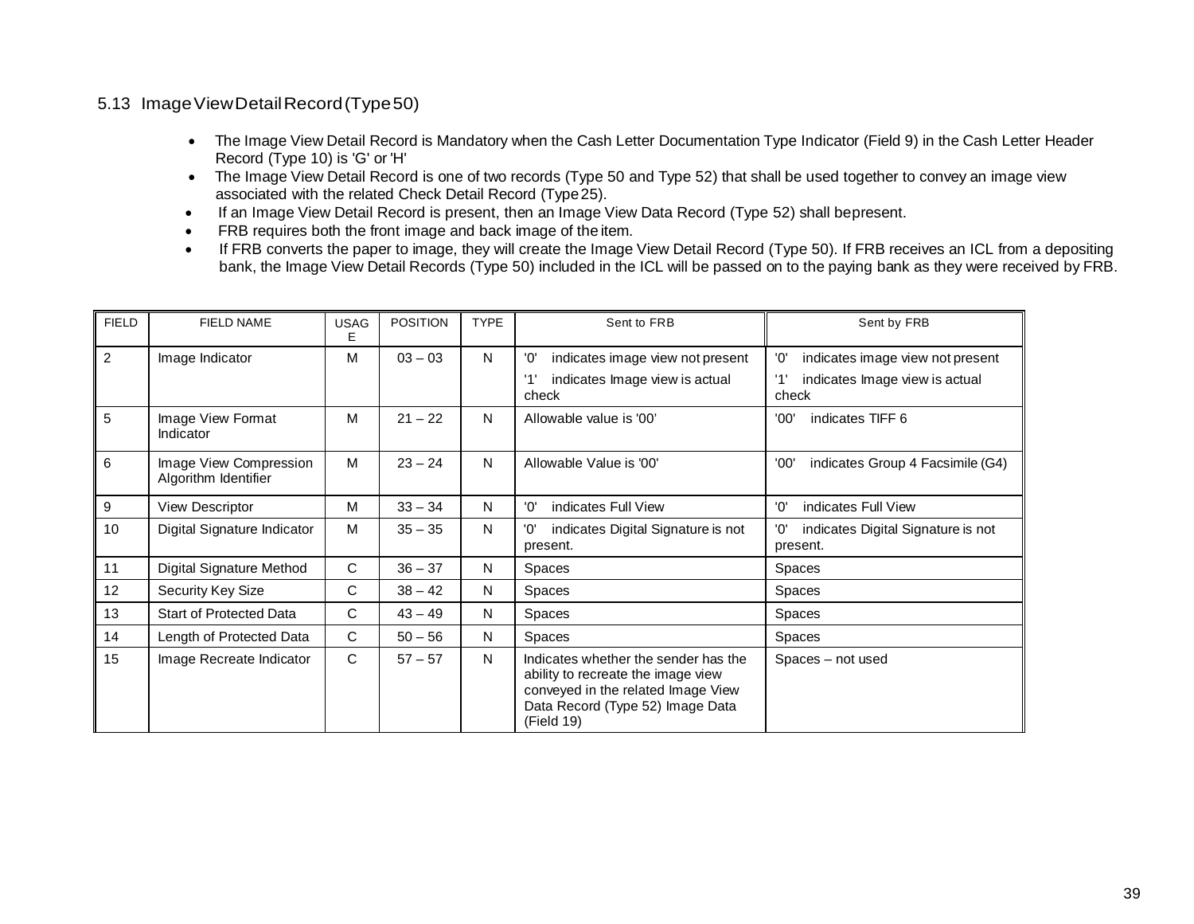## 5.13 Image View Detail Record (Type 50)

- The Image View Detail Record is Mandatory when the Cash Letter Documentation Type Indicator (Field 9) in the Cash Letter Header Record (Type 10) is 'G' or 'H'
- The Image View Detail Record is one of two records (Type 50 and Type 52) that shall be used together to convey an image view associated with the related Check Detail Record (Type 25).
- If an Image View Detail Record is present, then an Image View Data Record (Type 52) shall be present.
- FRB requires both the front image and back image of the item.
- If FRB converts the paper to image, they will create the Image View Detail Record (Type 50). If FRB receives an ICL from a depositing bank, the Image View Detail Records (Type 50) included in the ICL will be passed on to the paying bank as they were received by FRB.

| FIELD | FIELD NAME | USAGE | POSITION | TYPE | Sent to FRB | Sent by FRB |
|---|---|---|---|---|---|---|
| 2 | Image Indicator | M | 03 – 03 | N | '0' indicates image view not present<br>'1' indicates Image view is actual check | '0' indicates image view not present<br>'1' indicates Image view is actual check |
| 5 | Image View Format Indicator | M | 21 – 22 | N | Allowable value is '00' | '00' indicates TIFF 6 |
| 6 | Image View Compression Algorithm Identifier | M | 23 – 24 | N | Allowable Value is '00' | '00' indicates Group 4 Facsimile (G4) |
| 9 | View Descriptor | M | 33 – 34 | N | '0' indicates Full View | '0' indicates Full View |
| 10 | Digital Signature Indicator | M | 35 – 35 | N | '0' indicates Digital Signature is not present. | '0' indicates Digital Signature is not present. |
| 11 | Digital Signature Method | C | 36 – 37 | N | Spaces | Spaces |
| 12 | Security Key Size | C | 38 – 42 | N | Spaces | Spaces |
| 13 | Start of Protected Data | C | 43 – 49 | N | Spaces | Spaces |
| 14 | Length of Protected Data | C | 50 – 56 | N | Spaces | Spaces |
| 15 | Image Recreate Indicator | C | 57 – 57 | N | Indicates whether the sender has the ability to recreate the image view conveyed in the related Image View Data Record (Type 52) Image Data (Field 19) | Spaces – not used |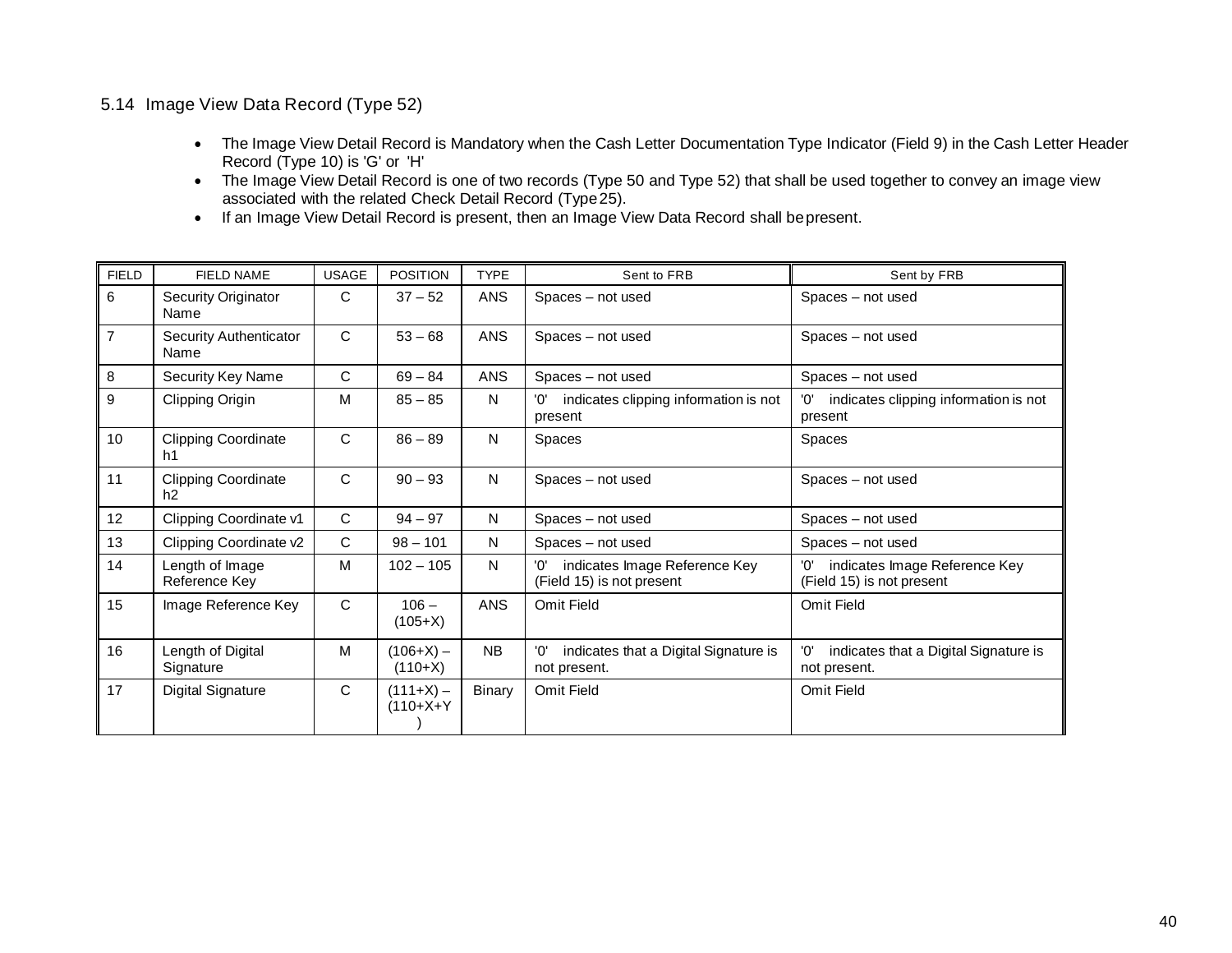### 5.14 Image View Data Record (Type 52)

- The Image View Detail Record is Mandatory when the Cash Letter Documentation Type Indicator (Field 9) in the Cash Letter Header Record (Type 10) is 'G' or 'H'
- The Image View Detail Record is one of two records (Type 50 and Type 52) that shall be used together to convey an image view associated with the related Check Detail Record (Type 25).
- If an Image View Detail Record is present, then an Image View Data Record shall be present.

| FIELD | FIELD NAME | USAGE | POSITION | TYPE | Sent to FRB | Sent by FRB |
|---|---|---|---|---|---|---|
| 6 | Security Originator Name | C | 37 – 52 | ANS | Spaces – not used | Spaces – not used |
| 7 | Security Authenticator Name | C | 53 – 68 | ANS | Spaces – not used | Spaces – not used |
| 8 | Security Key Name | C | 69 – 84 | ANS | Spaces – not used | Spaces – not used |
| 9 | Clipping Origin | M | 85 – 85 | N | '0' indicates clipping information is not present | '0' indicates clipping information is not present |
| 10 | Clipping Coordinate h1 | C | 86 – 89 | N | Spaces | Spaces |
| 11 | Clipping Coordinate h2 | C | 90 – 93 | N | Spaces – not used | Spaces – not used |
| 12 | Clipping Coordinate v1 | C | 94 – 97 | N | Spaces – not used | Spaces – not used |
| 13 | Clipping Coordinate v2 | C | 98 – 101 | N | Spaces – not used | Spaces – not used |
| 14 | Length of Image Reference Key | M | 102 – 105 | N | '0' indicates Image Reference Key (Field 15) is not present | '0' indicates Image Reference Key (Field 15) is not present |
| 15 | Image Reference Key | C | 106 – (105+X) | ANS | Omit Field | Omit Field |
| 16 | Length of Digital Signature | M | (106+X) – (110+X) | NB | '0' indicates that a Digital Signature is not present. | '0' indicates that a Digital Signature is not present. |
| 17 | Digital Signature | C | (111+X) – (110+X+Y) | Binary | Omit Field | Omit Field |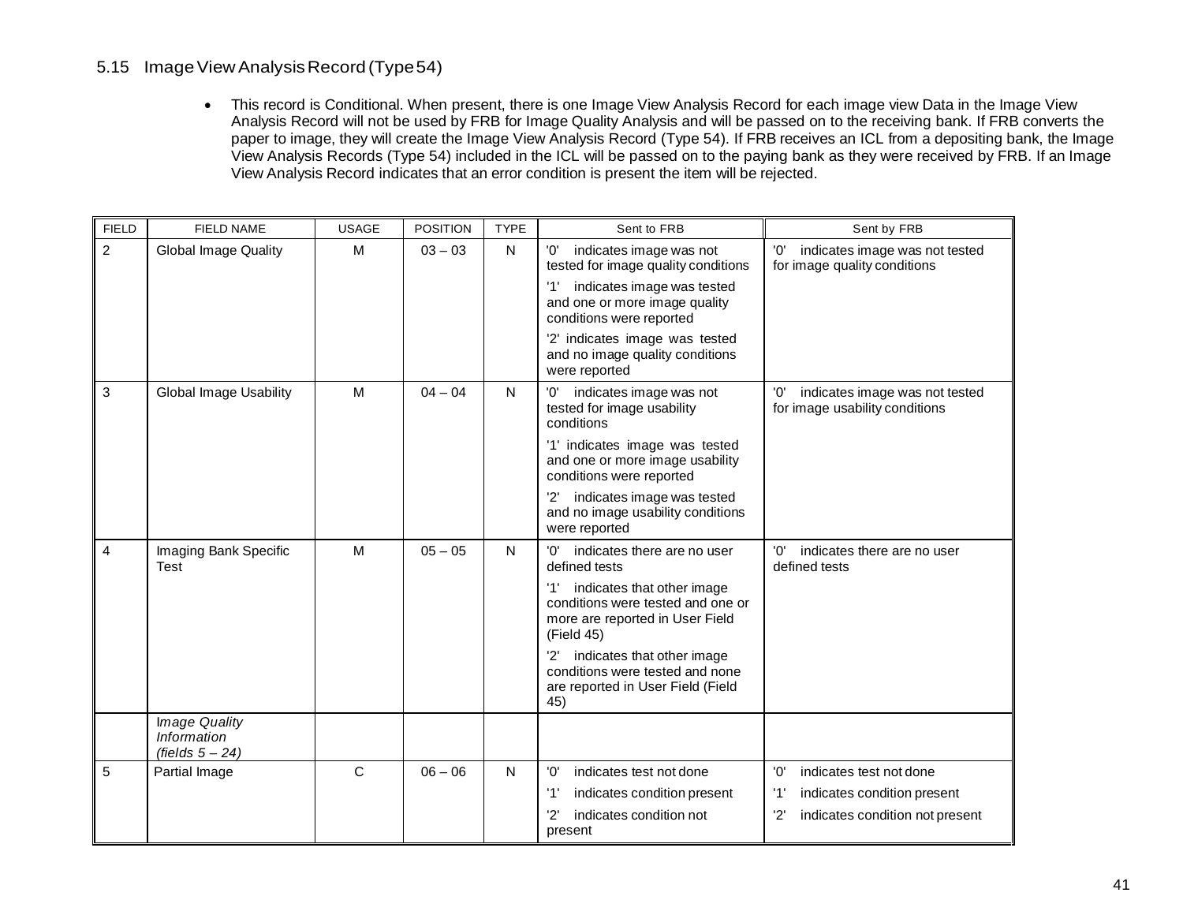## 5.15 Image View Analysis Record (Type 54)

- This record is Conditional. When present, there is one Image View Analysis Record for each image view Data in the Image View Analysis Record will not be used by FRB for Image Quality Analysis and will be passed on to the receiving bank. If FRB converts the paper to image, they will create the Image View Analysis Record (Type 54). If FRB receives an ICL from a depositing bank, the Image View Analysis Records (Type 54) included in the ICL will be passed on to the paying bank as they were received by FRB. If an Image View Analysis Record indicates that an error condition is present the item will be rejected.

| FIELD | FIELD NAME | USAGE | POSITION | TYPE | Sent to FRB | Sent by FRB |
|---|---|---|---|---|---|---|
| 2 | Global Image Quality | M | 03 – 03 | N | '0' indicates image was not tested for image quality conditions<br>'1' indicates image was tested and one or more image quality conditions were reported<br>'2' indicates image was tested and no image quality conditions were reported | '0' indicates image was not tested for image quality conditions |
| 3 | Global Image Usability | M | 04 – 04 | N | '0' indicates image was not tested for image usability conditions<br>'1' indicates image was tested and one or more image usability conditions were reported<br>'2' indicates image was tested and no image usability conditions were reported | '0' indicates image was not tested for image usability conditions |
| 4 | Imaging Bank Specific Test | M | 05 – 05 | N | '0' indicates there are no user defined tests<br>'1' indicates that other image conditions were tested and one or more are reported in User Field (Field 45)<br>'2' indicates that other image conditions were tested and none are reported in User Field (Field 45) | '0' indicates there are no user defined tests |
| | *Image Quality Information (fields 5 – 24)* | | | | | |
| 5 | Partial Image | C | 06 – 06 | N | '0' indicates test not done<br>'1' indicates condition present<br>'2' indicates condition not present | '0' indicates test not done<br>'1' indicates condition present<br>'2' indicates condition not present |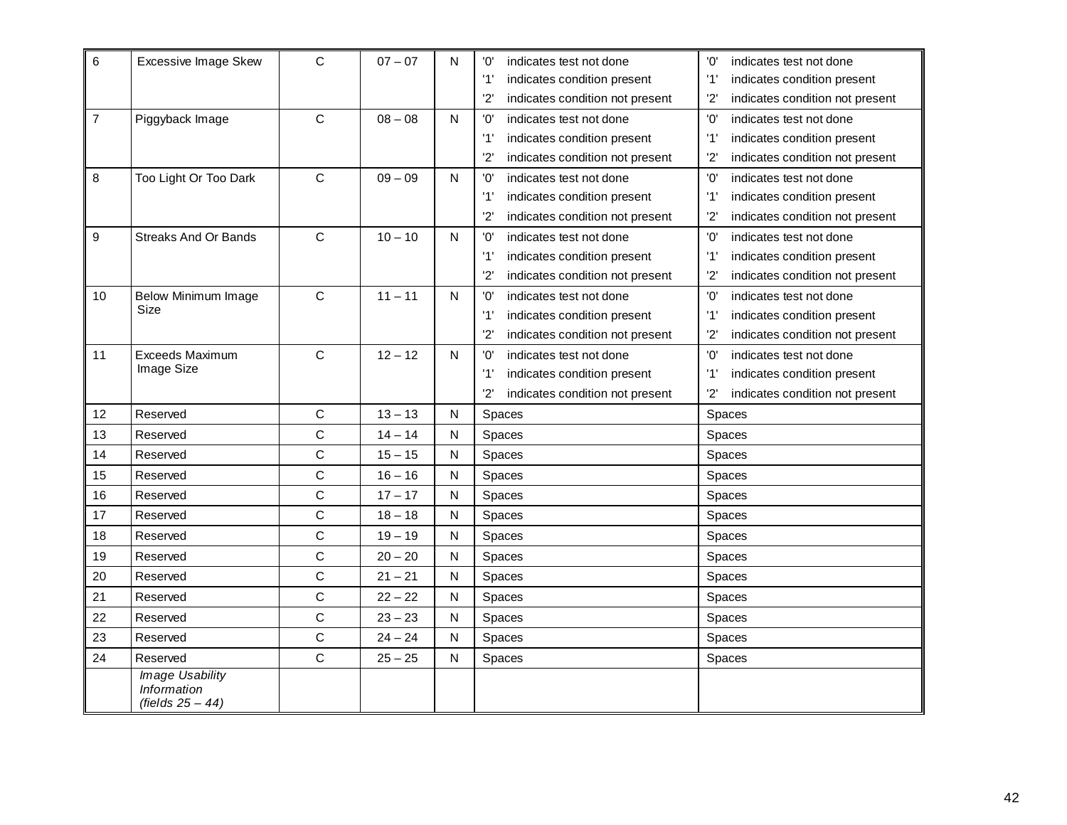| | | | | | | |
|---|---|---|---|---|---|---|
| 6 | Excessive Image Skew | C | 07 – 07 | N | '0' indicates test not done<br>'1' indicates condition present<br>'2' indicates condition not present | '0' indicates test not done<br>'1' indicates condition present<br>'2' indicates condition not present |
| 7 | Piggyback Image | C | 08 – 08 | N | '0' indicates test not done<br>'1' indicates condition present<br>'2' indicates condition not present | '0' indicates test not done<br>'1' indicates condition present<br>'2' indicates condition not present |
| 8 | Too Light Or Too Dark | C | 09 – 09 | N | '0' indicates test not done<br>'1' indicates condition present<br>'2' indicates condition not present | '0' indicates test not done<br>'1' indicates condition present<br>'2' indicates condition not present |
| 9 | Streaks And Or Bands | C | 10 – 10 | N | '0' indicates test not done<br>'1' indicates condition present<br>'2' indicates condition not present | '0' indicates test not done<br>'1' indicates condition present<br>'2' indicates condition not present |
| 10 | Below Minimum Image Size | C | 11 – 11 | N | '0' indicates test not done<br>'1' indicates condition present<br>'2' indicates condition not present | '0' indicates test not done<br>'1' indicates condition present<br>'2' indicates condition not present |
| 11 | Exceeds Maximum Image Size | C | 12 – 12 | N | '0' indicates test not done<br>'1' indicates condition present<br>'2' indicates condition not present | '0' indicates test not done<br>'1' indicates condition present<br>'2' indicates condition not present |
| 12 | Reserved | C | 13 – 13 | N | Spaces | Spaces |
| 13 | Reserved | C | 14 – 14 | N | Spaces | Spaces |
| 14 | Reserved | C | 15 – 15 | N | Spaces | Spaces |
| 15 | Reserved | C | 16 – 16 | N | Spaces | Spaces |
| 16 | Reserved | C | 17 – 17 | N | Spaces | Spaces |
| 17 | Reserved | C | 18 – 18 | N | Spaces | Spaces |
| 18 | Reserved | C | 19 – 19 | N | Spaces | Spaces |
| 19 | Reserved | C | 20 – 20 | N | Spaces | Spaces |
| 20 | Reserved | C | 21 – 21 | N | Spaces | Spaces |
| 21 | Reserved | C | 22 – 22 | N | Spaces | Spaces |
| 22 | Reserved | C | 23 – 23 | N | Spaces | Spaces |
| 23 | Reserved | C | 24 – 24 | N | Spaces | Spaces |
| 24 | Reserved | C | 25 – 25 | N | Spaces | Spaces |
| | *Image Usability Information (fields 25 – 44)* | | | | | |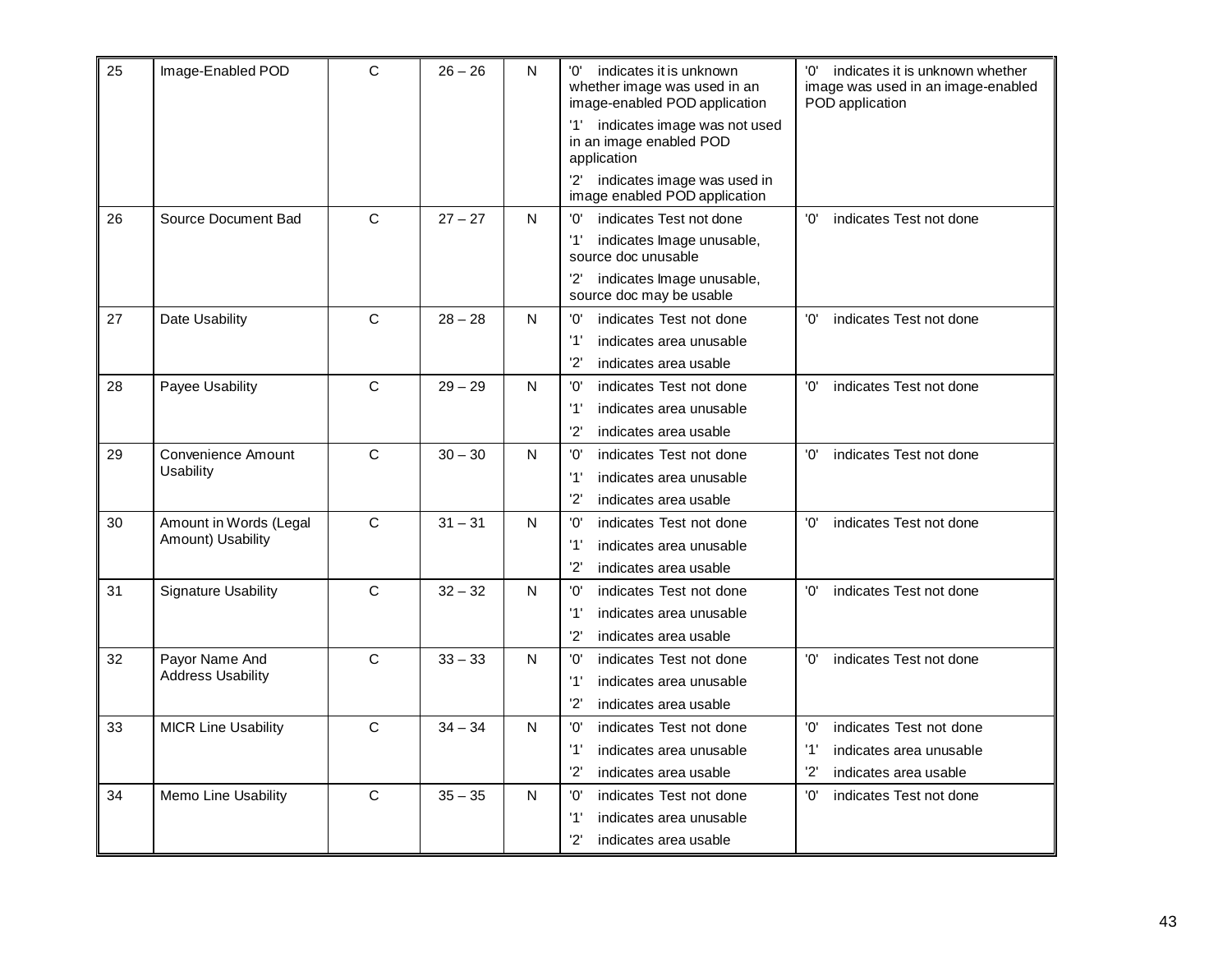| 25 | Image-Enabled POD | C | 26 – 26 | N | '0' indicates it is unknown whether image was used in an image-enabled POD application<br>'1' indicates image was not used in an image enabled POD application<br>'2' indicates image was used in image enabled POD application | '0' indicates it is unknown whether image was used in an image-enabled POD application |
|---|---|---|---|---|---|---|
| 26 | Source Document Bad | C | 27 – 27 | N | '0' indicates Test not done<br>'1' indicates Image unusable, source doc unusable<br>'2' indicates Image unusable, source doc may be usable | '0' indicates Test not done |
| 27 | Date Usability | C | 28 – 28 | N | '0' indicates Test not done<br>'1' indicates area unusable<br>'2' indicates area usable | '0' indicates Test not done |
| 28 | Payee Usability | C | 29 – 29 | N | '0' indicates Test not done<br>'1' indicates area unusable<br>'2' indicates area usable | '0' indicates Test not done |
| 29 | Convenience Amount Usability | C | 30 – 30 | N | '0' indicates Test not done<br>'1' indicates area unusable<br>'2' indicates area usable | '0' indicates Test not done |
| 30 | Amount in Words (Legal Amount) Usability | C | 31 – 31 | N | '0' indicates Test not done<br>'1' indicates area unusable<br>'2' indicates area usable | '0' indicates Test not done |
| 31 | Signature Usability | C | 32 – 32 | N | '0' indicates Test not done<br>'1' indicates area unusable<br>'2' indicates area usable | '0' indicates Test not done |
| 32 | Payor Name And Address Usability | C | 33 – 33 | N | '0' indicates Test not done<br>'1' indicates area unusable<br>'2' indicates area usable | '0' indicates Test not done |
| 33 | MICR Line Usability | C | 34 – 34 | N | '0' indicates Test not done<br>'1' indicates area unusable<br>'2' indicates area usable | '0' indicates Test not done<br>'1' indicates area unusable<br>'2' indicates area usable |
| 34 | Memo Line Usability | C | 35 – 35 | N | '0' indicates Test not done<br>'1' indicates area unusable<br>'2' indicates area usable | '0' indicates Test not done |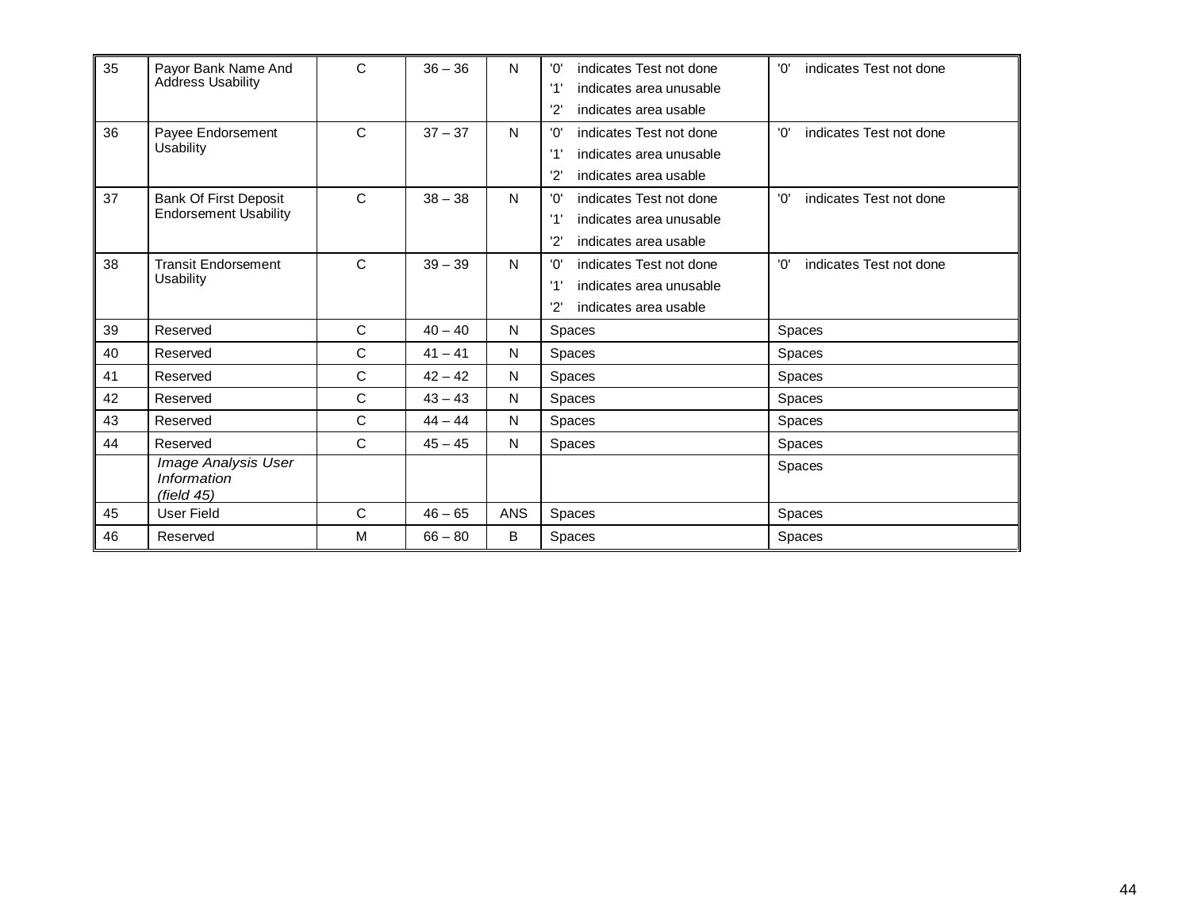| 35 | Payor Bank Name And Address Usability | C | 36 – 36 | N | '0' indicates Test not done<br>'1' indicates area unusable<br>'2' indicates area usable | '0' indicates Test not done |
|---|---|---|---|---|---|---|
| 36 | Payee Endorsement Usability | C | 37 – 37 | N | '0' indicates Test not done<br>'1' indicates area unusable<br>'2' indicates area usable | '0' indicates Test not done |
| 37 | Bank Of First Deposit Endorsement Usability | C | 38 – 38 | N | '0' indicates Test not done<br>'1' indicates area unusable<br>'2' indicates area usable | '0' indicates Test not done |
| 38 | Transit Endorsement Usability | C | 39 – 39 | N | '0' indicates Test not done<br>'1' indicates area unusable<br>'2' indicates area usable | '0' indicates Test not done |
| 39 | Reserved | C | 40 – 40 | N | Spaces | Spaces |
| 40 | Reserved | C | 41 – 41 | N | Spaces | Spaces |
| 41 | Reserved | C | 42 – 42 | N | Spaces | Spaces |
| 42 | Reserved | C | 43 – 43 | N | Spaces | Spaces |
| 43 | Reserved | C | 44 – 44 | N | Spaces | Spaces |
| 44 | Reserved | C | 45 – 45 | N | Spaces | Spaces |
| | *Image Analysis User Information (field 45)* | | | | | Spaces |
| 45 | User Field | C | 46 – 65 | ANS | Spaces | Spaces |
| 46 | Reserved | M | 66 – 80 | B | Spaces | Spaces |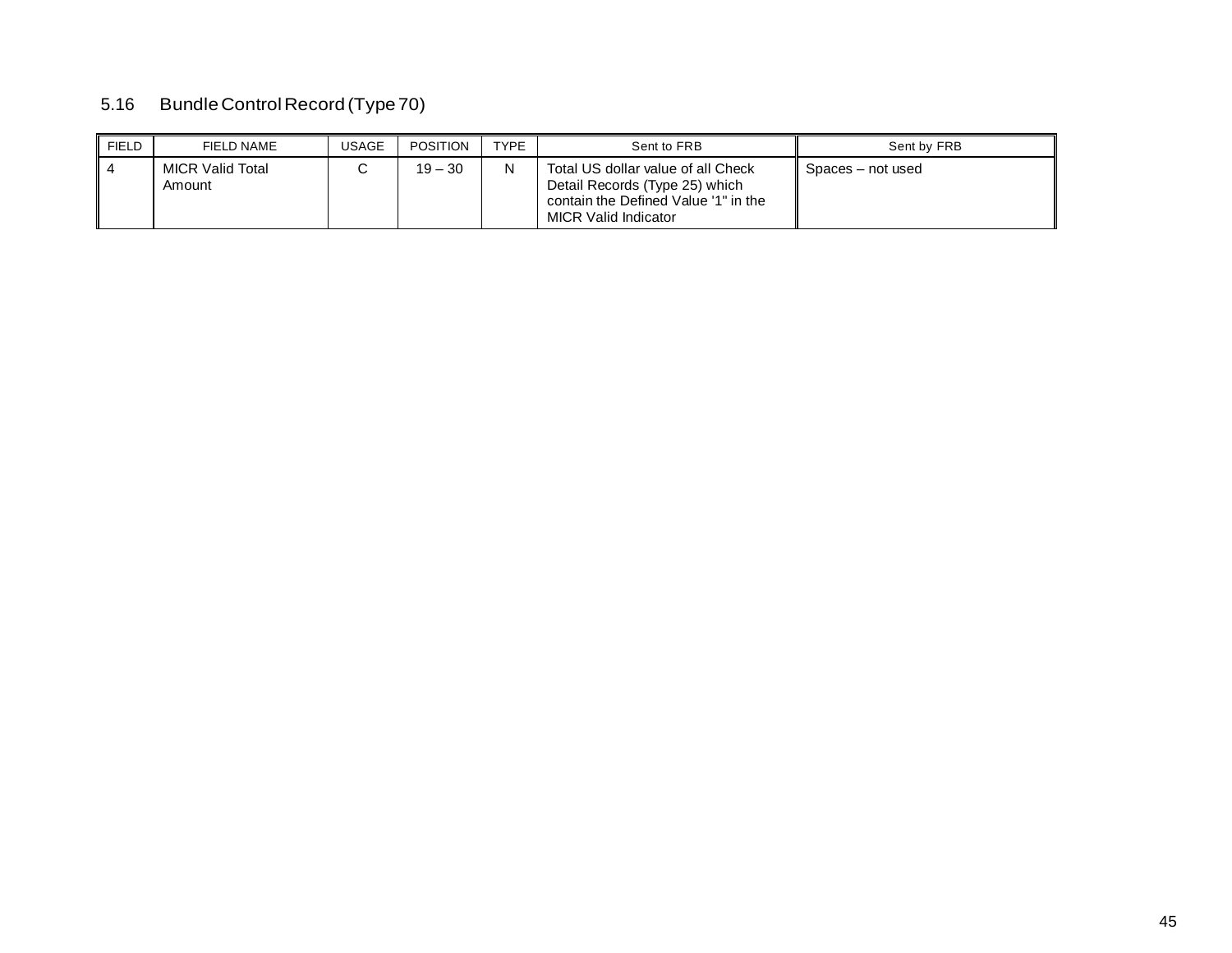## 5.16 Bundle Control Record (Type 70)

| FIELD | FIELD NAME | USAGE | POSITION | TYPE | Sent to FRB | Sent by FRB |
|---|---|---|---|---|---|---|
| 4 | MICR Valid Total Amount | C | 19 – 30 | N | Total US dollar value of all Check Detail Records (Type 25) which contain the Defined Value '1" in the MICR Valid Indicator | Spaces – not used |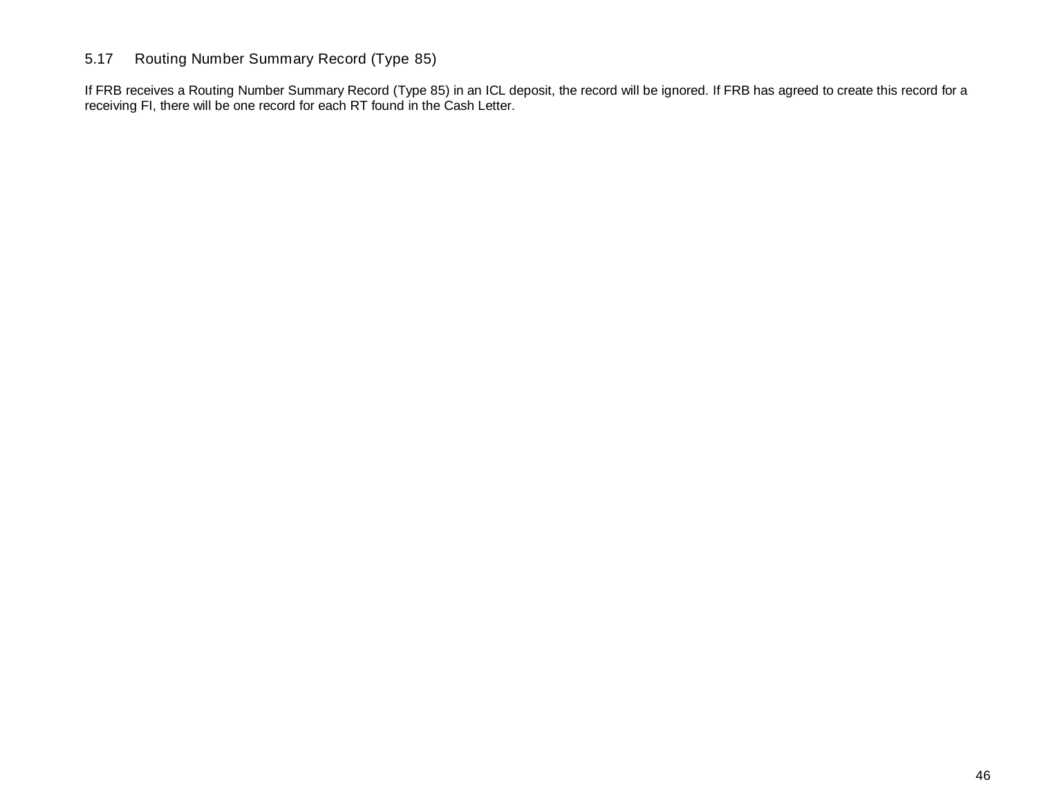### 5.17 Routing Number Summary Record (Type 85)

If FRB receives a Routing Number Summary Record (Type 85) in an ICL deposit, the record will be ignored. If FRB has agreed to create this record for a receiving FI, there will be one record for each RT found in the Cash Letter.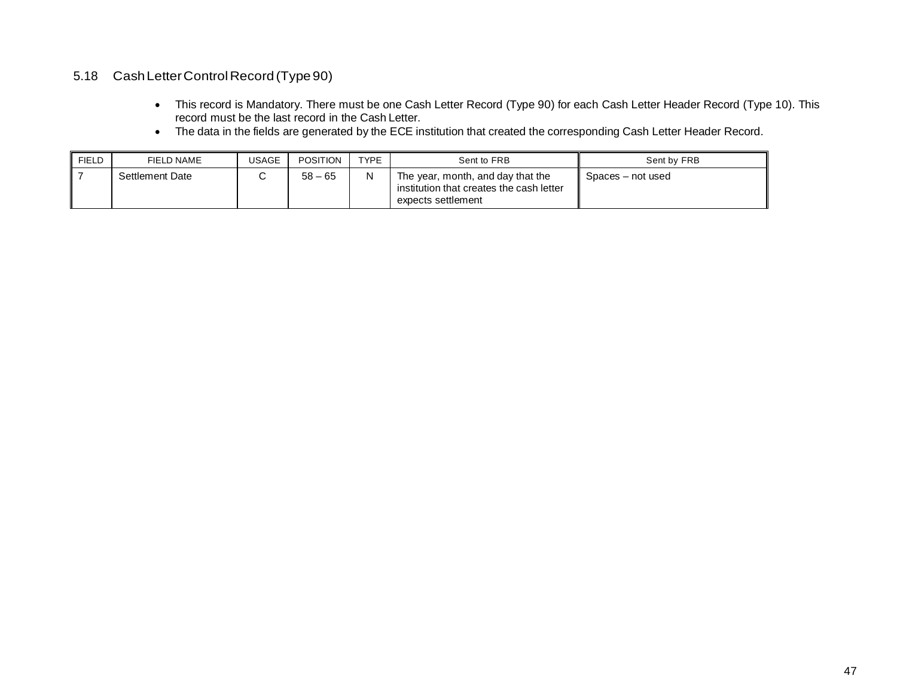## 5.18 Cash Letter Control Record (Type 90)

- This record is Mandatory. There must be one Cash Letter Record (Type 90) for each Cash Letter Header Record (Type 10). This record must be the last record in the Cash Letter.
- The data in the fields are generated by the ECE institution that created the corresponding Cash Letter Header Record.

| FIELD | FIELD NAME | USAGE | POSITION | TYPE | Sent to FRB | Sent by FRB |
|---|---|---|---|---|---|---|
| 7 | Settlement Date | C | 58 – 65 | N | The year, month, and day that the institution that creates the cash letter expects settlement | Spaces – not used |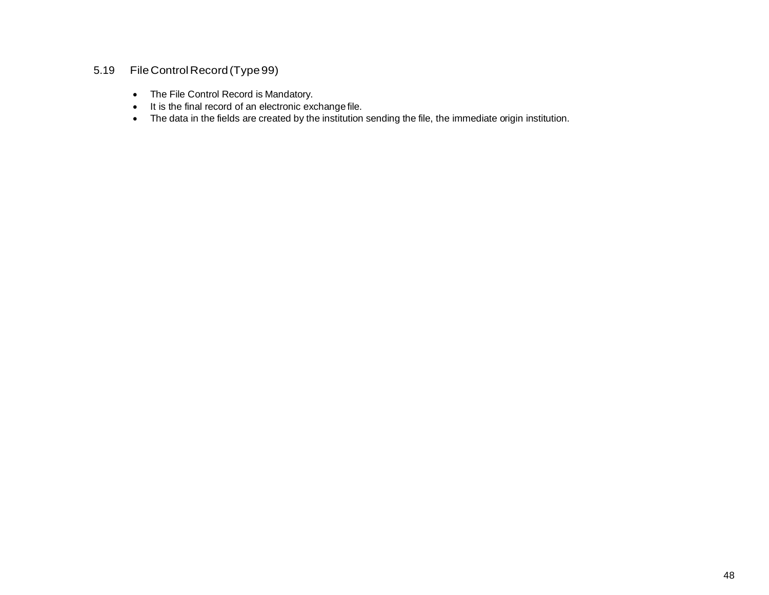## 5.19 File Control Record (Type 99)

- The File Control Record is Mandatory.
- It is the final record of an electronic exchange file.
- The data in the fields are created by the institution sending the file, the immediate origin institution.